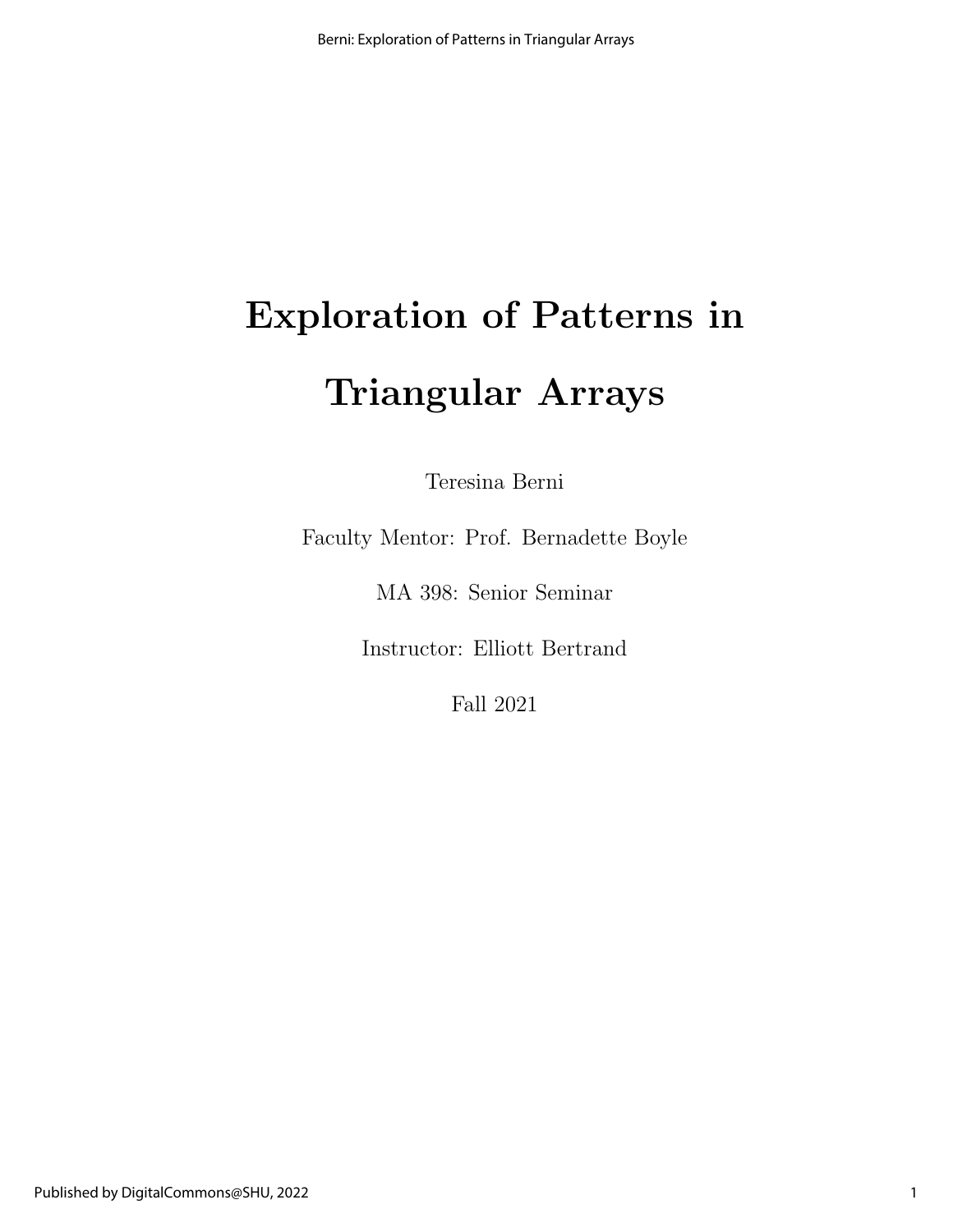# Exploration of Patterns in Triangular Arrays

Teresina Berni

Faculty Mentor: Prof. Bernadette Boyle

MA 398: Senior Seminar

Instructor: Elliott Bertrand

Fall 2021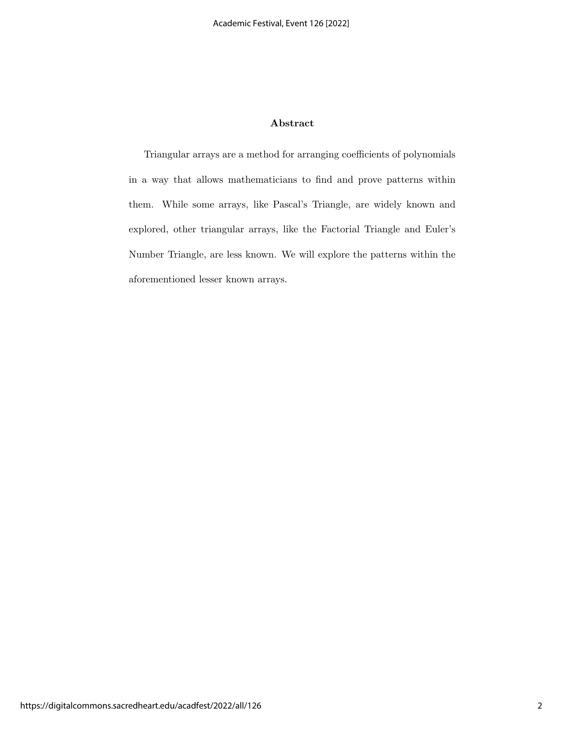# Abstract

Triangular arrays are a method for arranging coefficients of polynomials in a way that allows mathematicians to find and prove patterns within them. While some arrays, like Pascal's Triangle, are widely known and explored, other triangular arrays, like the Factorial Triangle and Euler's Number Triangle, are less known. We will explore the patterns within the aforementioned lesser known arrays.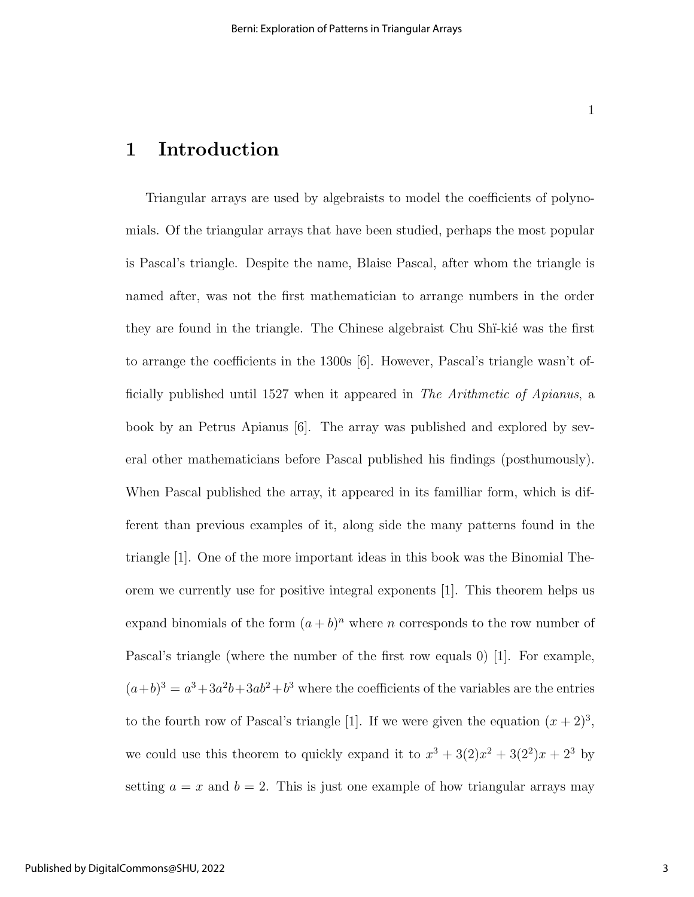# 1 Introduction

Triangular arrays are used by algebraists to model the coefficients of polynomials. Of the triangular arrays that have been studied, perhaps the most popular is Pascal's triangle. Despite the name, Blaise Pascal, after whom the triangle is named after, was not the first mathematician to arrange numbers in the order they are found in the triangle. The Chinese algebraist Chu Shï-kié was the first to arrange the coefficients in the 1300s [6]. However, Pascal's triangle wasn't officially published until 1527 when it appeared in *The Arithmetic of Apianus*, a book by an Petrus Apianus [6]. The array was published and explored by several other mathematicians before Pascal published his findings (posthumously). When Pascal published the array, it appeared in its familliar form, which is different than previous examples of it, along side the many patterns found in the triangle [1]. One of the more important ideas in this book was the Binomial Theorem we currently use for positive integral exponents [1]. This theorem helps us expand binomials of the form $(a+b)^n$ where $n$ corresponds to the row number of Pascal's triangle (where the number of the first row equals 0) [1]. For example, $(a+b)^3 = a^3+3a^2b+3ab^2+b^3$ where the coefficients of the variables are the entries to the fourth row of Pascal's triangle [1]. If we were given the equation $(x+2)^3$, we could use this theorem to quickly expand it to $x^3 + 3(2)x^2 + 3(2^2)x + 2^3$ by setting $a = x$ and $b = 2$. This is just one example of how triangular arrays may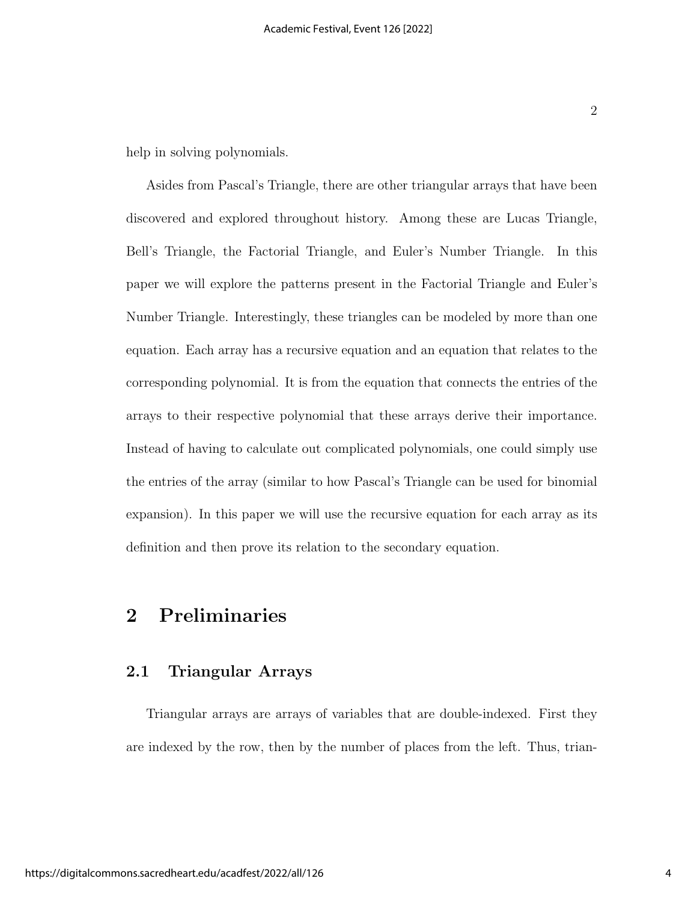help in solving polynomials.

Asides from Pascal's Triangle, there are other triangular arrays that have been discovered and explored throughout history. Among these are Lucas Triangle, Bell's Triangle, the Factorial Triangle, and Euler's Number Triangle. In this paper we will explore the patterns present in the Factorial Triangle and Euler's Number Triangle. Interestingly, these triangles can be modeled by more than one equation. Each array has a recursive equation and an equation that relates to the corresponding polynomial. It is from the equation that connects the entries of the arrays to their respective polynomial that these arrays derive their importance. Instead of having to calculate out complicated polynomials, one could simply use the entries of the array (similar to how Pascal's Triangle can be used for binomial expansion). In this paper we will use the recursive equation for each array as its definition and then prove its relation to the secondary equation.

## 2 Preliminaries

### 2.1 Triangular Arrays

Triangular arrays are arrays of variables that are double-indexed. First they are indexed by the row, then by the number of places from the left. Thus, trian-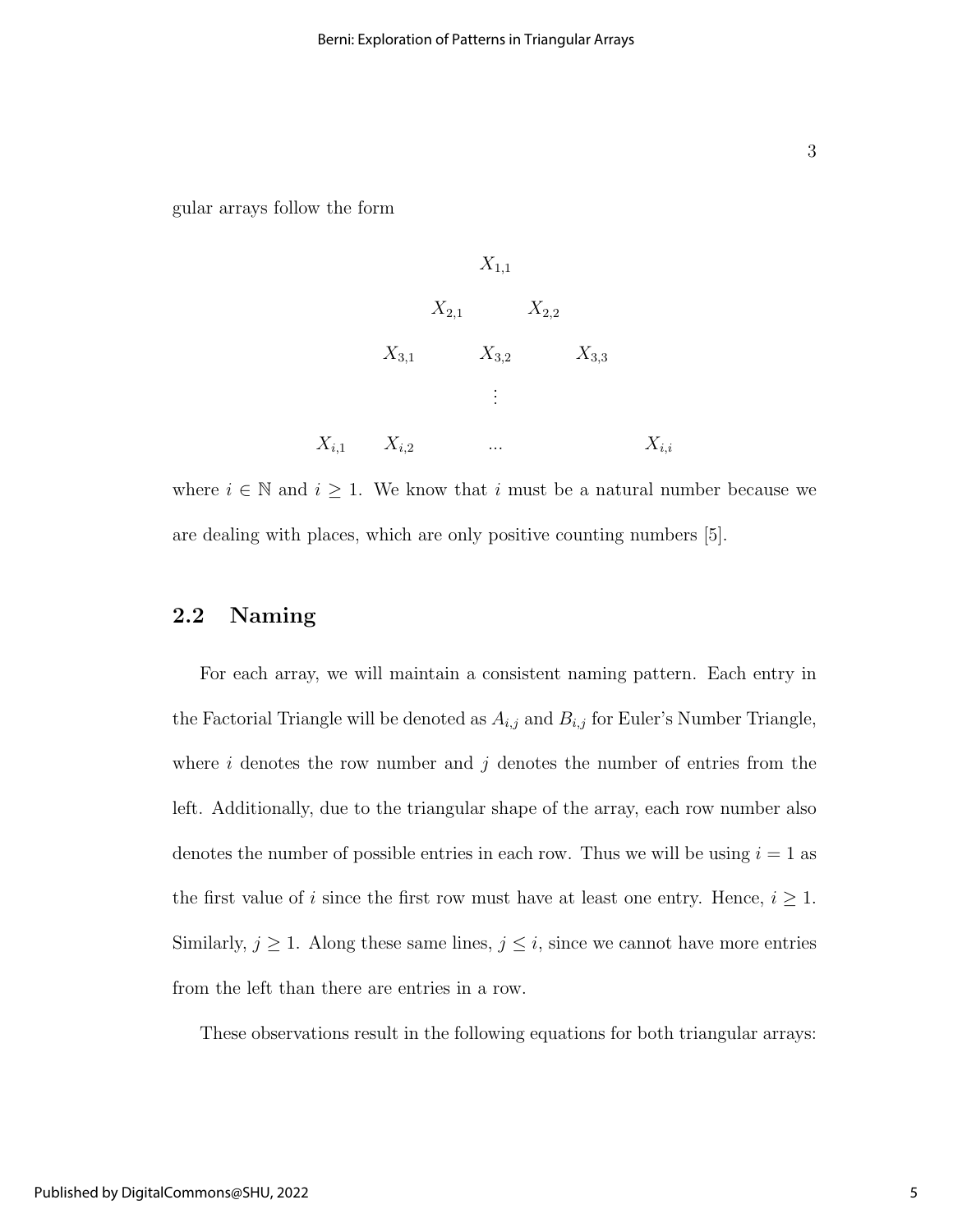gular arrays follow the form

$$
\begin{array}{ccccc}
 & & X_{1,1} & & \\
 & X_{2,1} & & X_{2,2} & \\
X_{3,1} & & X_{3,2} & & X_{3,3} \\
 & & \vdots & & \\
X_{i,1} & X_{i,2} & \dots & & X_{i,i}
\end{array}
$$

where $i \in \mathbb{N}$ and $i \geq 1$. We know that $i$ must be a natural number because we are dealing with places, which are only positive counting numbers [5].

## 2.2 Naming

For each array, we will maintain a consistent naming pattern. Each entry in the Factorial Triangle will be denoted as $A_{i,j}$ and $B_{i,j}$ for Euler's Number Triangle, where $i$ denotes the row number and $j$ denotes the number of entries from the left. Additionally, due to the triangular shape of the array, each row number also denotes the number of possible entries in each row. Thus we will be using $i = 1$ as the first value of $i$ since the first row must have at least one entry. Hence, $i \geq 1$. Similarly, $j \geq 1$. Along these same lines, $j \leq i$, since we cannot have more entries from the left than there are entries in a row.

These observations result in the following equations for both triangular arrays: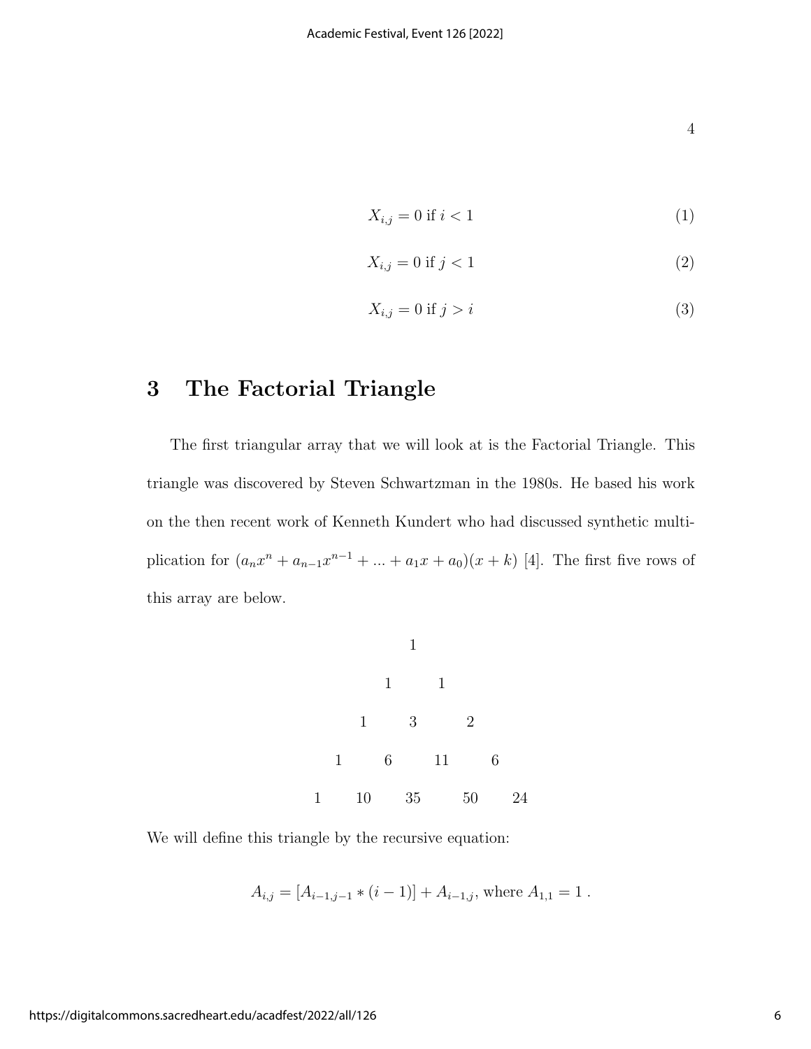$$X_{i,j} = 0 \text{ if } i < 1 \tag{1}$$

$$X_{i,j} = 0 \text{ if } j < 1 \tag{2}$$

$$X_{i,j} = 0 \text{ if } j > i \tag{3}$$

## 3 The Factorial Triangle

The first triangular array that we will look at is the Factorial Triangle. This triangle was discovered by Steven Schwartzman in the 1980s. He based his work on the then recent work of Kenneth Kundert who had discussed synthetic multiplication for $(a_n x^n + a_{n-1}x^{n-1} + ... + a_1 x + a_0)(x + k)$ [4]. The first five rows of this array are below.

```
            1
         1     1
      1     3     2
   1     6    11     6
1    10    35    50    24
```

We will define this triangle by the recursive equation:

$$A_{i,j} = [A_{i-1,j-1} * (i-1)] + A_{i-1,j}, \text{ where } A_{1,1} = 1 .$$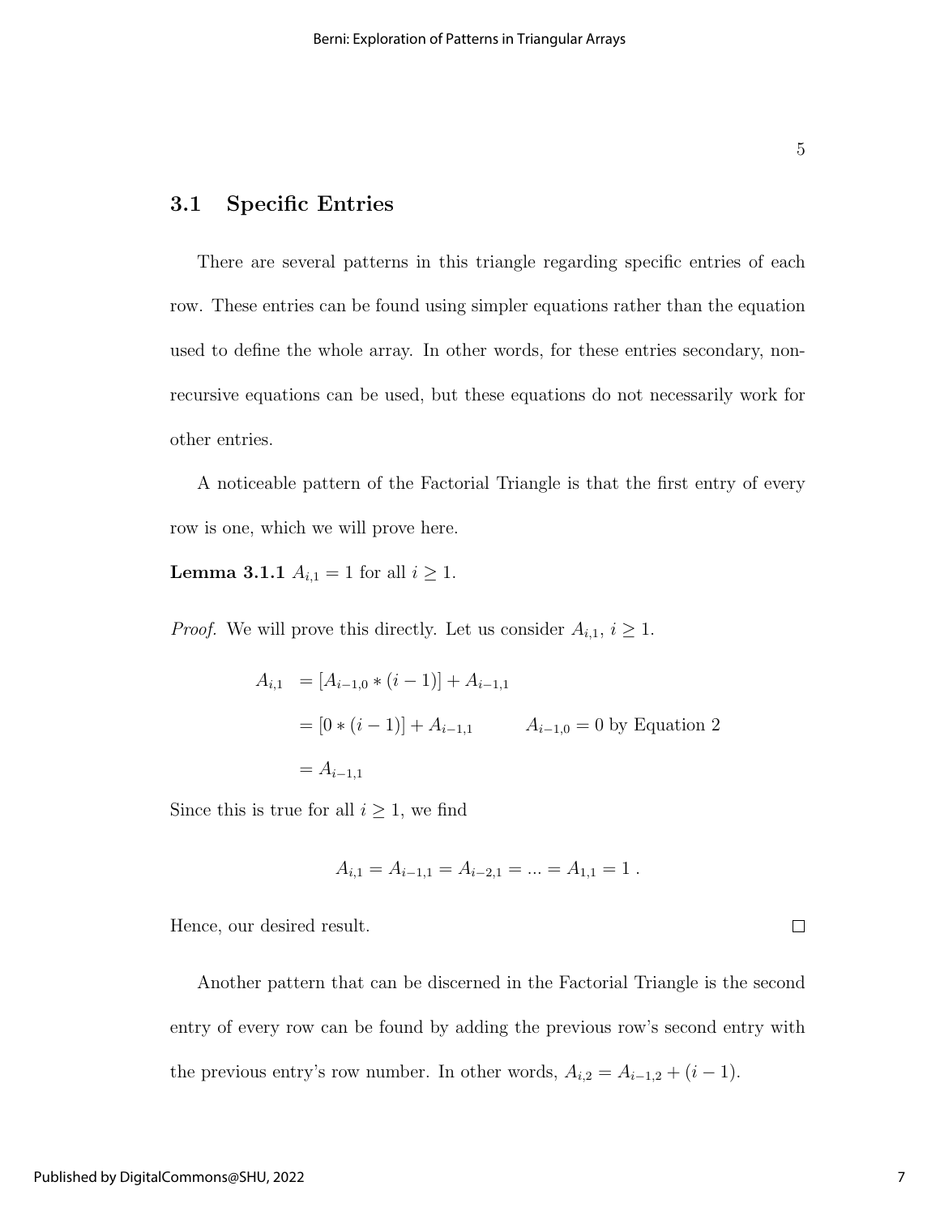## 3.1 Specific Entries

There are several patterns in this triangle regarding specific entries of each row. These entries can be found using simpler equations rather than the equation used to define the whole array. In other words, for these entries secondary, non-recursive equations can be used, but these equations do not necessarily work for other entries.

A noticeable pattern of the Factorial Triangle is that the first entry of every row is one, which we will prove here.

**Lemma 3.1.1** $A_{i,1} = 1$ for all $i \geq 1$.

*Proof.* We will prove this directly. Let us consider $A_{i,1}$, $i \geq 1$.

$$
\begin{aligned}
A_{i,1} &= [A_{i-1,0} * (i-1)] + A_{i-1,1} \\
&= [0 * (i-1)] + A_{i-1,1} \qquad A_{i-1,0} = 0 \text{ by Equation 2} \\
&= A_{i-1,1}
\end{aligned}
$$

Since this is true for all $i \geq 1$, we find

$$
A_{i,1} = A_{i-1,1} = A_{i-2,1} = ... = A_{1,1} = 1 \; .
$$

Hence, our desired result. □

Another pattern that can be discerned in the Factorial Triangle is the second entry of every row can be found by adding the previous row's second entry with the previous entry's row number. In other words, $A_{i,2} = A_{i-1,2} + (i-1)$.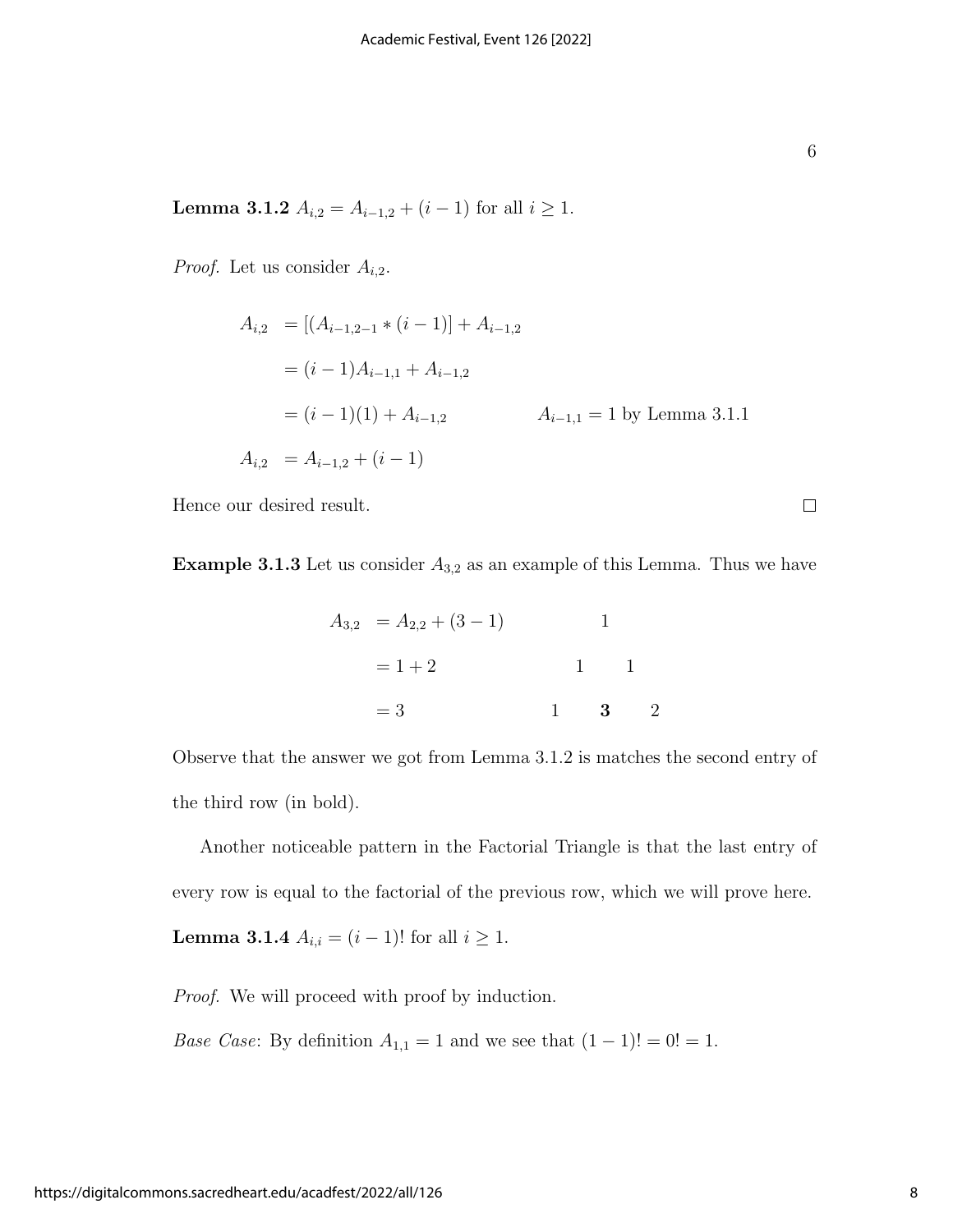**Lemma 3.1.2** $A_{i,2} = A_{i-1,2} + (i-1)$ for all $i \geq 1$.

*Proof.* Let us consider $A_{i,2}$.

$$
\begin{aligned}
A_{i,2} &= [(A_{i-1,2-1} * (i-1)] + A_{i-1,2} \\
&= (i-1)A_{i-1,1} + A_{i-1,2} \\
&= (i-1)(1) + A_{i-1,2} \qquad\qquad A_{i-1,1} = 1 \text{ by Lemma 3.1.1} \\
A_{i,2} &= A_{i-1,2} + (i-1)
\end{aligned}
$$

Hence our desired result. □

**Example 3.1.3** Let us consider $A_{3,2}$ as an example of this Lemma. Thus we have

$$
\begin{aligned}
A_{3,2} &= A_{2,2} + (3-1) \\
&= 1 + 2 \\
&= 3
\end{aligned}
$$

$$
\begin{array}{ccccc}
 & & 1 & & \\
 & 1 & & 1 & \\
1 & & \mathbf{3} & & 2
\end{array}
$$

Observe that the answer we got from Lemma 3.1.2 is matches the second entry of the third row (in bold).

Another noticeable pattern in the Factorial Triangle is that the last entry of every row is equal to the factorial of the previous row, which we will prove here.

**Lemma 3.1.4** $A_{i,i} = (i-1)!$ for all $i \geq 1$.

*Proof.* We will proceed with proof by induction.

*Base Case*: By definition $A_{1,1} = 1$ and we see that $(1-1)! = 0! = 1$.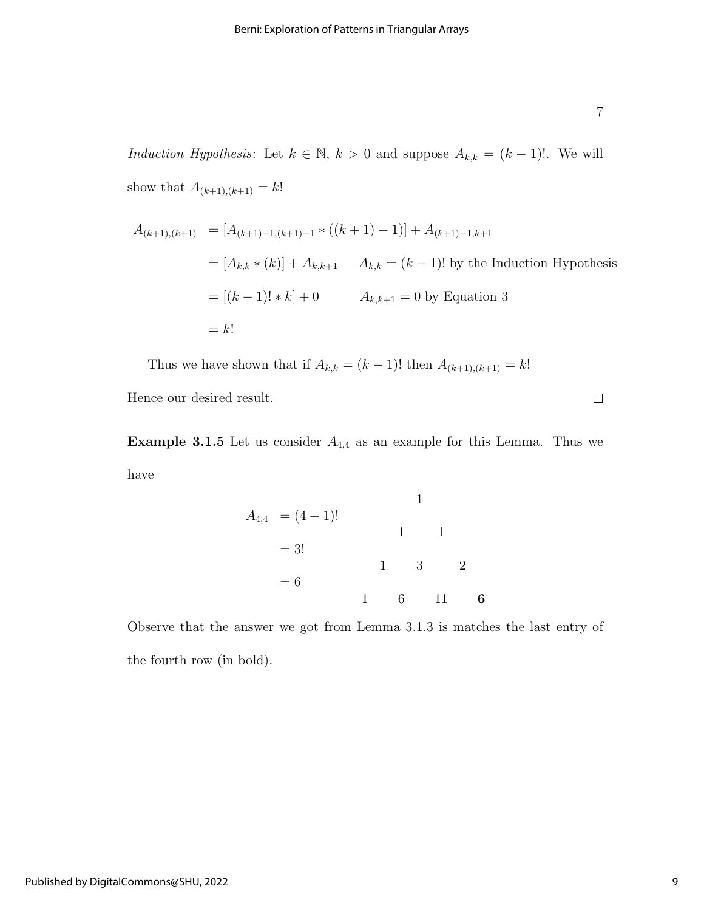*Induction Hypothesis*: Let $k \in \mathbb{N}$, $k > 0$ and suppose $A_{k,k} = (k-1)!$. We will show that $A_{(k+1),(k+1)} = k!$

$$
\begin{aligned}
A_{(k+1),(k+1)} &= [A_{(k+1)-1,(k+1)-1} * ((k+1)-1)] + A_{(k+1)-1,k+1} \\
&= [A_{k,k} * (k)] + A_{k,k+1} \qquad A_{k,k} = (k-1)! \text{ by the Induction Hypothesis} \\
&= [(k-1)! * k] + 0 \qquad A_{k,k+1} = 0 \text{ by Equation 3} \\
&= k!
\end{aligned}
$$

Thus we have shown that if $A_{k,k} = (k-1)!$ then $A_{(k+1),(k+1)} = k!$

Hence our desired result. □

**Example 3.1.5** Let us consider $A_{4,4}$ as an example for this Lemma. Thus we have

$$
\begin{aligned}
A_{4,4} &= (4-1)! \\
&= 3! \\
&= 6
\end{aligned}
$$

$$
\begin{array}{ccccccc}
 & & & 1 & & & \\
 & & 1 & & 1 & & \\
 & 1 & & 3 & & 2 & \\
1 & & 6 & & 11 & & \mathbf{6}
\end{array}
$$

Observe that the answer we got from Lemma 3.1.3 is matches the last entry of the fourth row (in bold).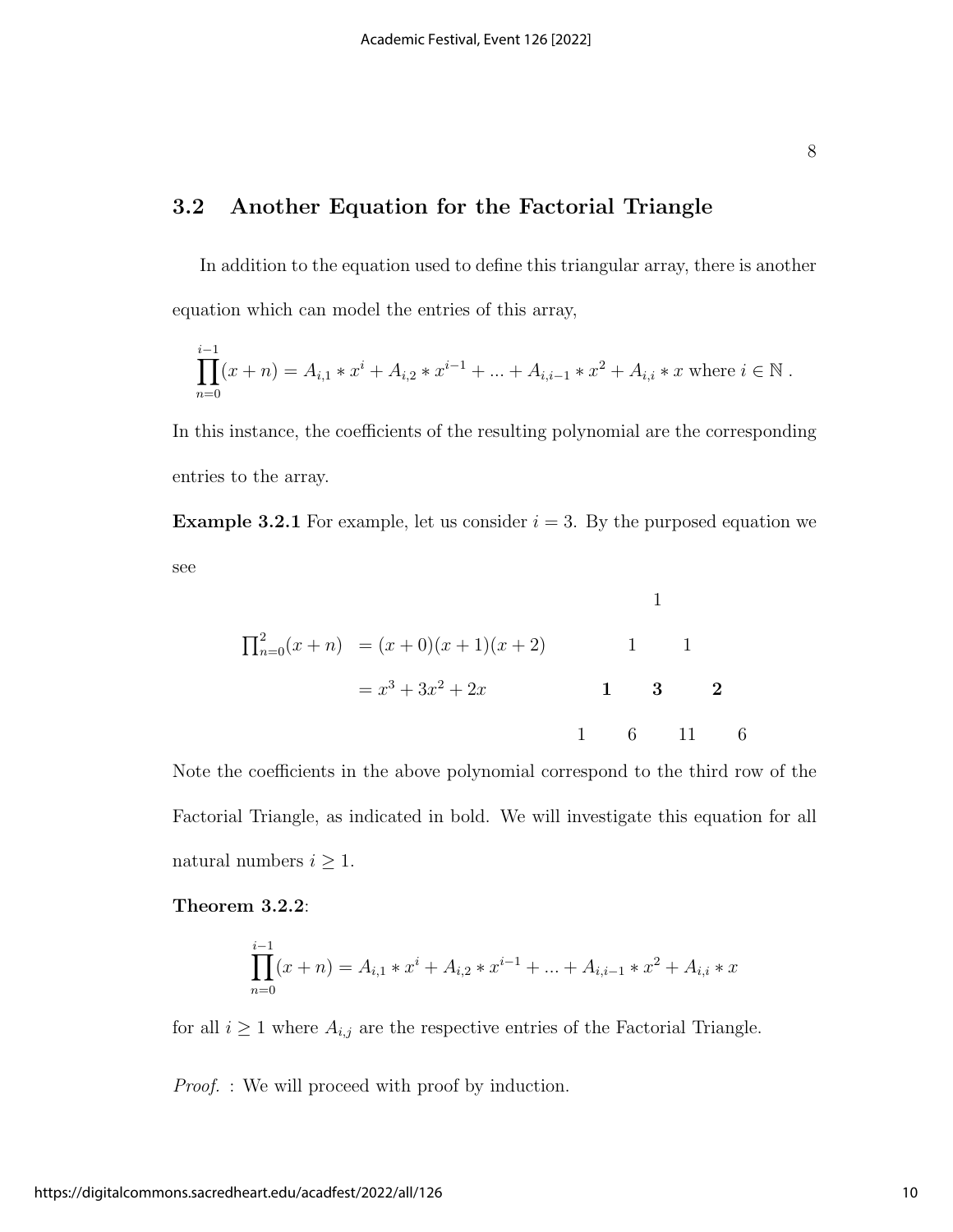## 3.2 Another Equation for the Factorial Triangle

In addition to the equation used to define this triangular array, there is another equation which can model the entries of this array,

$$\prod_{n=0}^{i-1}(x+n) = A_{i,1} * x^i + A_{i,2} * x^{i-1} + ... + A_{i,i-1} * x^2 + A_{i,i} * x \text{ where } i \in \mathbb{N} .$$

In this instance, the coefficients of the resulting polynomial are the corresponding entries to the array.

**Example 3.2.1** For example, let us consider $i = 3$. By the purposed equation we see

$$\begin{aligned} \prod_{n=0}^{2}(x+n) &= (x+0)(x+1)(x+2) \\ &= x^3 + 3x^2 + 2x \end{aligned}$$

$$\begin{array}{ccccccc} & & & 1 & & & \\ & & 1 & & 1 & & \\ & \mathbf{1} & & \mathbf{3} & & \mathbf{2} & \\ 1 & & 6 & & 11 & & 6 \end{array}$$

Note the coefficients in the above polynomial correspond to the third row of the Factorial Triangle, as indicated in bold. We will investigate this equation for all natural numbers $i \geq 1$.

**Theorem 3.2.2**:

$$\prod_{n=0}^{i-1}(x+n) = A_{i,1} * x^i + A_{i,2} * x^{i-1} + ... + A_{i,i-1} * x^2 + A_{i,i} * x$$

for all $i \geq 1$ where $A_{i,j}$ are the respective entries of the Factorial Triangle.

*Proof.* : We will proceed with proof by induction.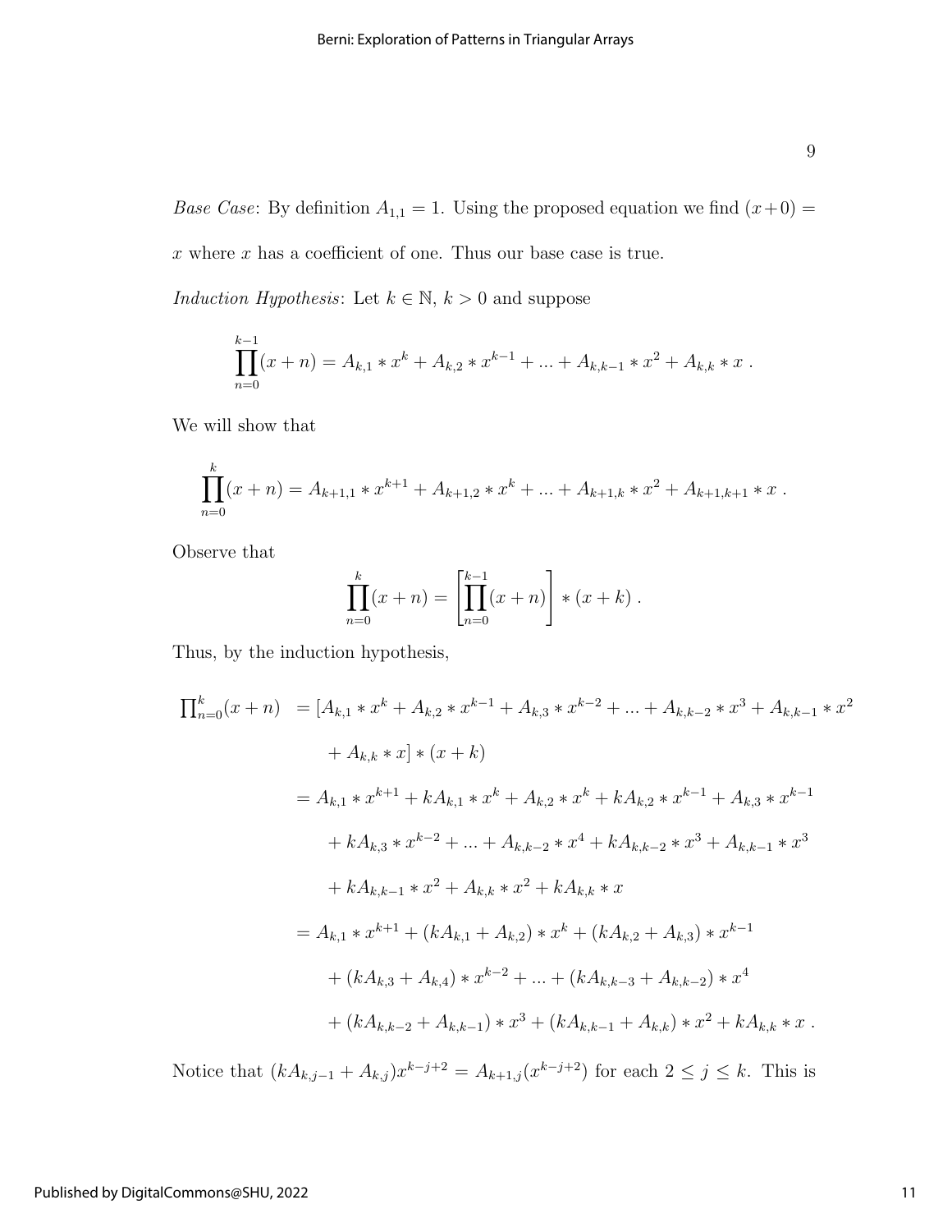*Base Case*: By definition $A_{1,1} = 1$. Using the proposed equation we find $(x+0) = x$ where $x$ has a coefficient of one. Thus our base case is true.

*Induction Hypothesis*: Let $k \in \mathbb{N}$, $k > 0$ and suppose

$$\prod_{n=0}^{k-1}(x+n) = A_{k,1} * x^k + A_{k,2} * x^{k-1} + ... + A_{k,k-1} * x^2 + A_{k,k} * x \ .$$

We will show that

$$\prod_{n=0}^{k}(x+n) = A_{k+1,1} * x^{k+1} + A_{k+1,2} * x^k + ... + A_{k+1,k} * x^2 + A_{k+1,k+1} * x \ .$$

Observe that

$$\prod_{n=0}^{k}(x+n) = \left[\prod_{n=0}^{k-1}(x+n)\right] * (x+k) \ .$$

Thus, by the induction hypothesis,

$$\begin{aligned}
\prod_{n=0}^{k}(x+n) &= [A_{k,1} * x^k + A_{k,2} * x^{k-1} + A_{k,3} * x^{k-2} + ... + A_{k,k-2} * x^3 + A_{k,k-1} * x^2 \\
&\quad + A_{k,k} * x] * (x+k) \\
&= A_{k,1} * x^{k+1} + kA_{k,1} * x^k + A_{k,2} * x^k + kA_{k,2} * x^{k-1} + A_{k,3} * x^{k-1} \\
&\quad + kA_{k,3} * x^{k-2} + ... + A_{k,k-2} * x^4 + kA_{k,k-2} * x^3 + A_{k,k-1} * x^3 \\
&\quad + kA_{k,k-1} * x^2 + A_{k,k} * x^2 + kA_{k,k} * x \\
&= A_{k,1} * x^{k+1} + (kA_{k,1} + A_{k,2}) * x^k + (kA_{k,2} + A_{k,3}) * x^{k-1} \\
&\quad + (kA_{k,3} + A_{k,4}) * x^{k-2} + ... + (kA_{k,k-3} + A_{k,k-2}) * x^4 \\
&\quad + (kA_{k,k-2} + A_{k,k-1}) * x^3 + (kA_{k,k-1} + A_{k,k}) * x^2 + kA_{k,k} * x \ .
\end{aligned}$$

Notice that $(kA_{k,j-1} + A_{k,j})x^{k-j+2} = A_{k+1,j}(x^{k-j+2})$ for each $2 \leq j \leq k$. This is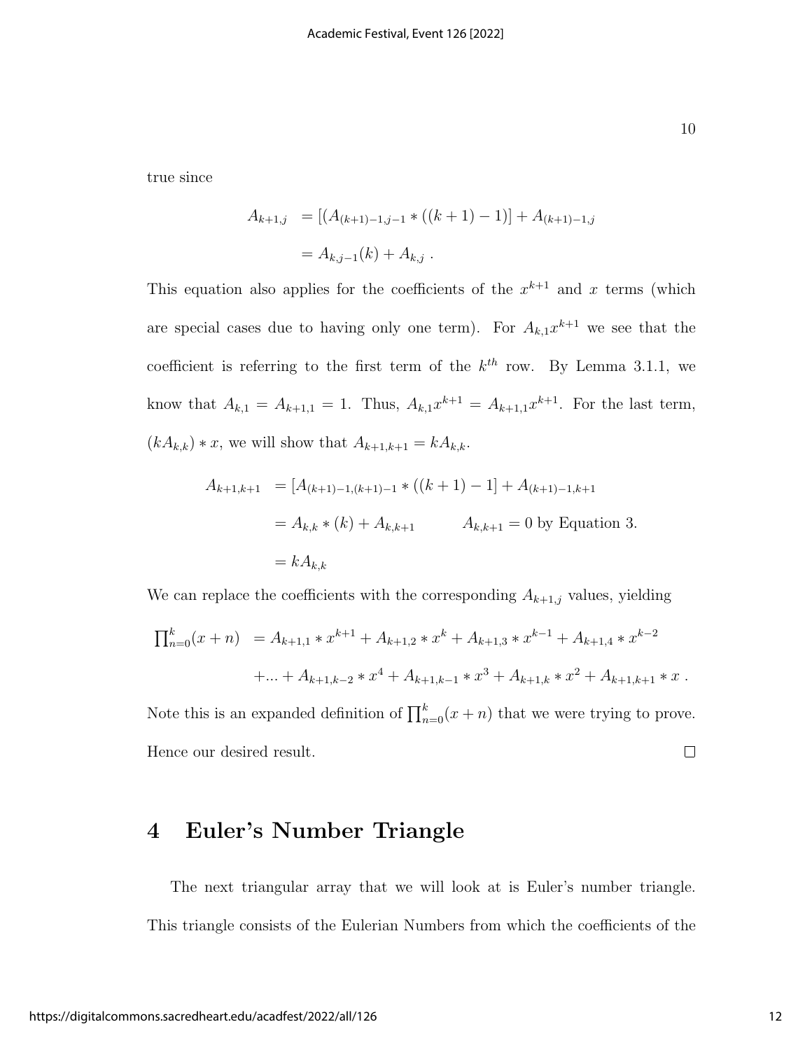true since

$$
\begin{aligned}
A_{k+1,j} &= [(A_{(k+1)-1,j-1} * ((k+1)-1)] + A_{(k+1)-1,j} \\
&= A_{k,j-1}(k) + A_{k,j} \ .
\end{aligned}
$$

This equation also applies for the coefficients of the $x^{k+1}$ and $x$ terms (which are special cases due to having only one term). For $A_{k,1}x^{k+1}$ we see that the coefficient is referring to the first term of the $k^{th}$ row. By Lemma 3.1.1, we know that $A_{k,1} = A_{k+1,1} = 1$. Thus, $A_{k,1}x^{k+1} = A_{k+1,1}x^{k+1}$. For the last term, $(kA_{k,k}) * x$, we will show that $A_{k+1,k+1} = kA_{k,k}$.

$$
\begin{aligned}
A_{k+1,k+1} &= [A_{(k+1)-1,(k+1)-1} * ((k+1)-1] + A_{(k+1)-1,k+1} \\
&= A_{k,k} * (k) + A_{k,k+1} \qquad A_{k,k+1} = 0 \text{ by Equation 3.} \\
&= kA_{k,k}
\end{aligned}
$$

We can replace the coefficients with the corresponding $A_{k+1,j}$ values, yielding

$$
\begin{aligned}
\prod_{n=0}^{k}(x+n) &= A_{k+1,1} * x^{k+1} + A_{k+1,2} * x^{k} + A_{k+1,3} * x^{k-1} + A_{k+1,4} * x^{k-2} \\
&+ ... + A_{k+1,k-2} * x^{4} + A_{k+1,k-1} * x^{3} + A_{k+1,k} * x^{2} + A_{k+1,k+1} * x \ .
\end{aligned}
$$

Note this is an expanded definition of $\prod_{n=0}^{k}(x+n)$ that we were trying to prove. Hence our desired result. □

# 4 Euler's Number Triangle

The next triangular array that we will look at is Euler's number triangle. This triangle consists of the Eulerian Numbers from which the coefficients of the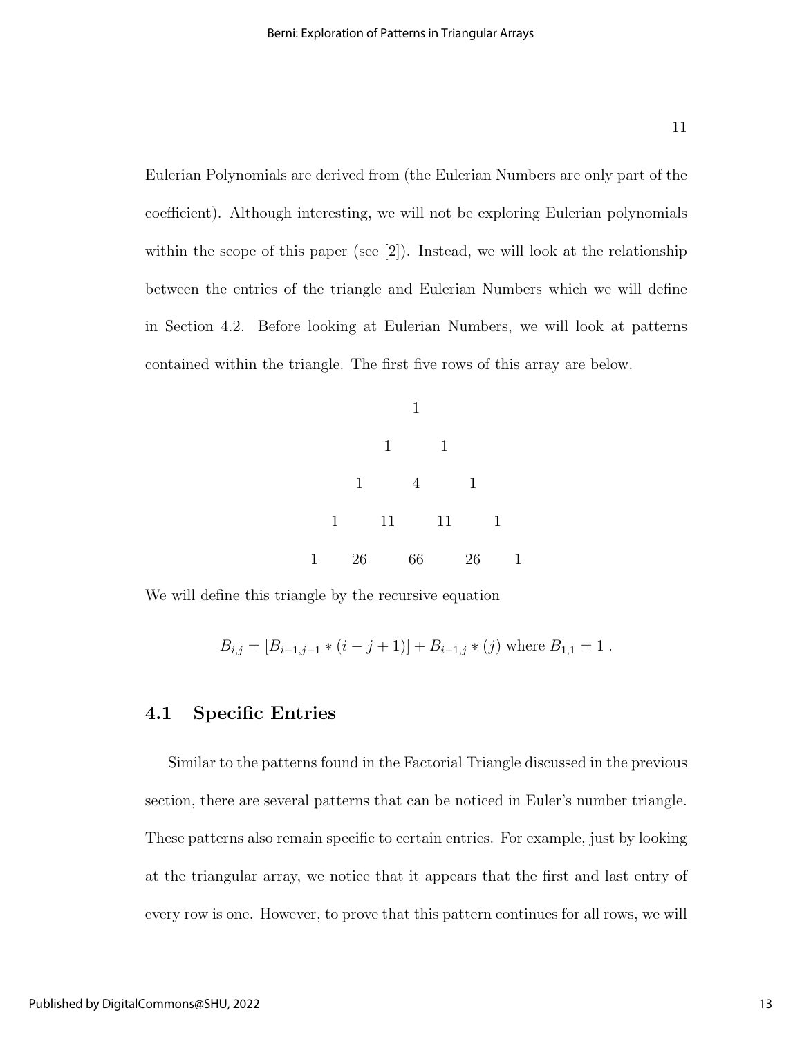Eulerian Polynomials are derived from (the Eulerian Numbers are only part of the coefficient). Although interesting, we will not be exploring Eulerian polynomials within the scope of this paper (see [2]). Instead, we will look at the relationship between the entries of the triangle and Eulerian Numbers which we will define in Section 4.2. Before looking at Eulerian Numbers, we will look at patterns contained within the triangle. The first five rows of this array are below.

$$
\begin{array}{ccccccccc}
 & & & & 1 & & & & \\
 & & & 1 & & 1 & & & \\
 & & 1 & & 4 & & 1 & & \\
 & 1 & & 11 & & 11 & & 1 & \\
1 & & 26 & & 66 & & 26 & & 1
\end{array}
$$

We will define this triangle by the recursive equation

$$B_{i,j} = [B_{i-1,j-1} * (i - j + 1)] + B_{i-1,j} * (j) \text{ where } B_{1,1} = 1 \, .$$

### 4.1 Specific Entries

Similar to the patterns found in the Factorial Triangle discussed in the previous section, there are several patterns that can be noticed in Euler's number triangle. These patterns also remain specific to certain entries. For example, just by looking at the triangular array, we notice that it appears that the first and last entry of every row is one. However, to prove that this pattern continues for all rows, we will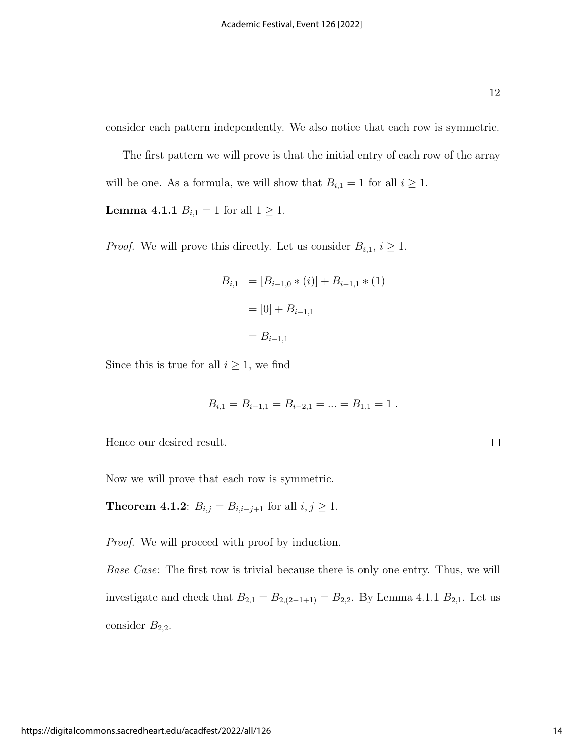consider each pattern independently. We also notice that each row is symmetric.

The first pattern we will prove is that the initial entry of each row of the array will be one. As a formula, we will show that $B_{i,1} = 1$ for all $i \geq 1$.

**Lemma 4.1.1** $B_{i,1} = 1$ for all $1 \geq 1$.

*Proof.* We will prove this directly. Let us consider $B_{i,1}$, $i \geq 1$.

$$
\begin{aligned}
B_{i,1} &= [B_{i-1,0} * (i)] + B_{i-1,1} * (1) \\
&= [0] + B_{i-1,1} \\
&= B_{i-1,1}
\end{aligned}
$$

Since this is true for all $i \geq 1$, we find

$$B_{i,1} = B_{i-1,1} = B_{i-2,1} = ... = B_{1,1} = 1 \ .$$

Hence our desired result. □

Now we will prove that each row is symmetric.

**Theorem 4.1.2**: $B_{i,j} = B_{i,i-j+1}$ for all $i, j \geq 1$.

*Proof.* We will proceed with proof by induction.

*Base Case*: The first row is trivial because there is only one entry. Thus, we will investigate and check that $B_{2,1} = B_{2,(2-1+1)} = B_{2,2}$. By Lemma 4.1.1 $B_{2,1}$. Let us consider $B_{2,2}$.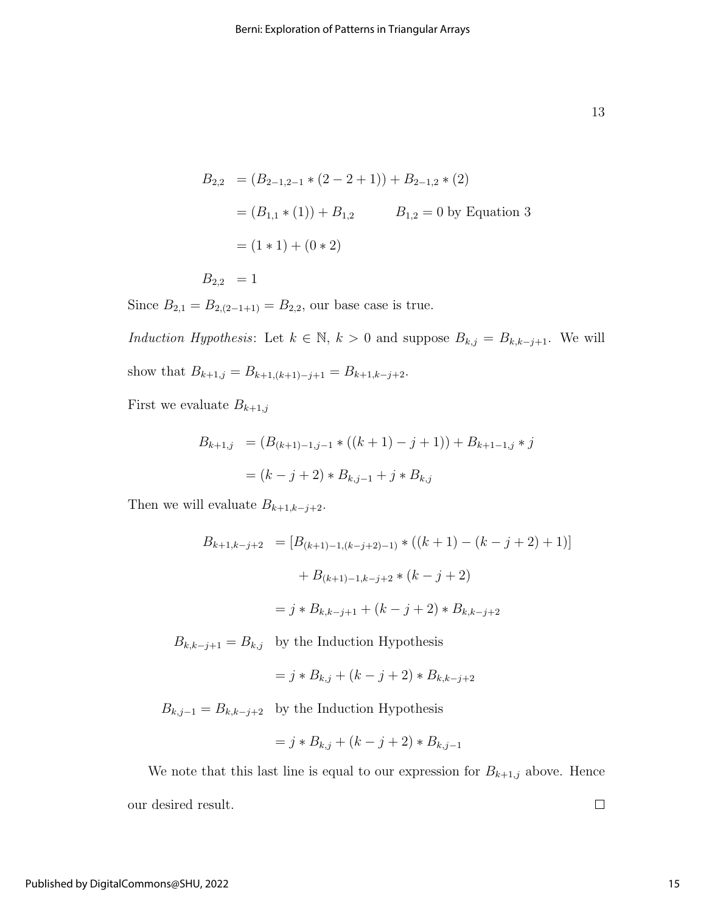$$
\begin{aligned}
B_{2,2} &= (B_{2-1,2-1} * (2-2+1)) + B_{2-1,2} * (2) \\
&= (B_{1,1} * (1)) + B_{1,2} \qquad\qquad B_{1,2} = 0 \text{ by Equation 3} \\
&= (1 * 1) + (0 * 2) \\
B_{2,2} &= 1
\end{aligned}
$$

Since $B_{2,1} = B_{2,(2-1+1)} = B_{2,2}$, our base case is true.

*Induction Hypothesis*: Let $k \in \mathbb{N}$, $k > 0$ and suppose $B_{k,j} = B_{k,k-j+1}$. We will show that $B_{k+1,j} = B_{k+1,(k+1)-j+1} = B_{k+1,k-j+2}$.

First we evaluate $B_{k+1,j}$

$$
\begin{aligned}
B_{k+1,j} &= (B_{(k+1)-1,j-1} * ((k+1) - j + 1)) + B_{k+1-1,j} * j \\
&= (k - j + 2) * B_{k,j-1} + j * B_{k,j}
\end{aligned}
$$

Then we will evaluate $B_{k+1,k-j+2}$.

$$
\begin{aligned}
B_{k+1,k-j+2} &= [B_{(k+1)-1,(k-j+2)-1)} * ((k+1) - (k-j+2) + 1)] \\
&\qquad + B_{(k+1)-1,k-j+2} * (k-j+2) \\
&= j * B_{k,k-j+1} + (k-j+2) * B_{k,k-j+2} \\
B_{k,k-j+1} = B_{k,j} &\quad \text{by the Induction Hypothesis} \\
&= j * B_{k,j} + (k-j+2) * B_{k,k-j+2} \\
B_{k,j-1} = B_{k,k-j+2} &\quad \text{by the Induction Hypothesis} \\
&= j * B_{k,j} + (k-j+2) * B_{k,j-1}
\end{aligned}
$$

We note that this last line is equal to our expression for $B_{k+1,j}$ above. Hence our desired result. □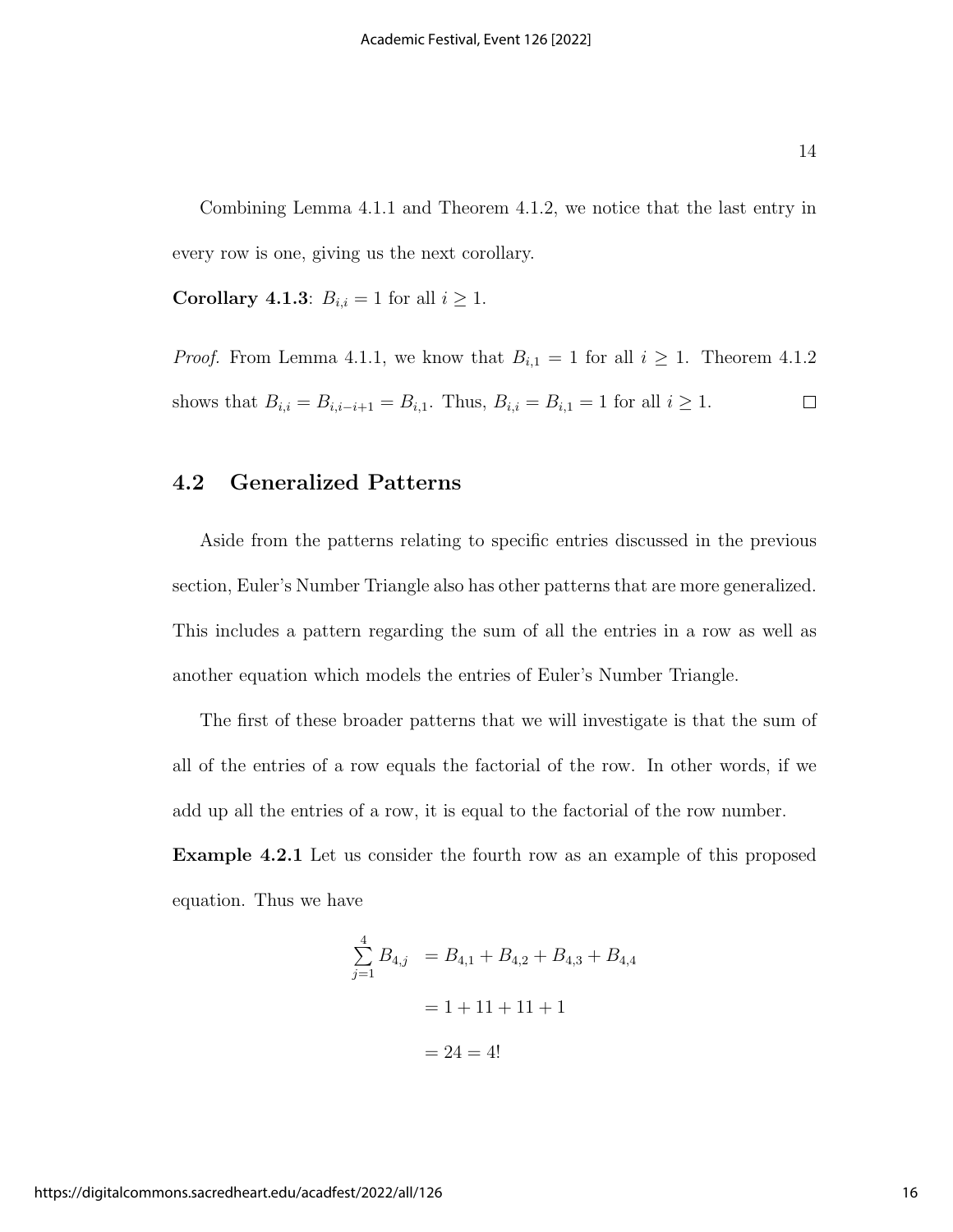Combining Lemma 4.1.1 and Theorem 4.1.2, we notice that the last entry in every row is one, giving us the next corollary.

**Corollary 4.1.3**: $B_{i,i} = 1$ for all $i \geq 1$.

*Proof.* From Lemma 4.1.1, we know that $B_{i,1} = 1$ for all $i \geq 1$. Theorem 4.1.2 shows that $B_{i,i} = B_{i,i-i+1} = B_{i,1}$. Thus, $B_{i,i} = B_{i,1} = 1$ for all $i \geq 1$. □

## 4.2 Generalized Patterns

Aside from the patterns relating to specific entries discussed in the previous section, Euler's Number Triangle also has other patterns that are more generalized. This includes a pattern regarding the sum of all the entries in a row as well as another equation which models the entries of Euler's Number Triangle.

The first of these broader patterns that we will investigate is that the sum of all of the entries of a row equals the factorial of the row. In other words, if we add up all the entries of a row, it is equal to the factorial of the row number.

**Example 4.2.1** Let us consider the fourth row as an example of this proposed equation. Thus we have

$$\begin{aligned}
\sum_{j=1}^{4} B_{4,j} &= B_{4,1} + B_{4,2} + B_{4,3} + B_{4,4} \\
&= 1 + 11 + 11 + 1 \\
&= 24 = 4!
\end{aligned}$$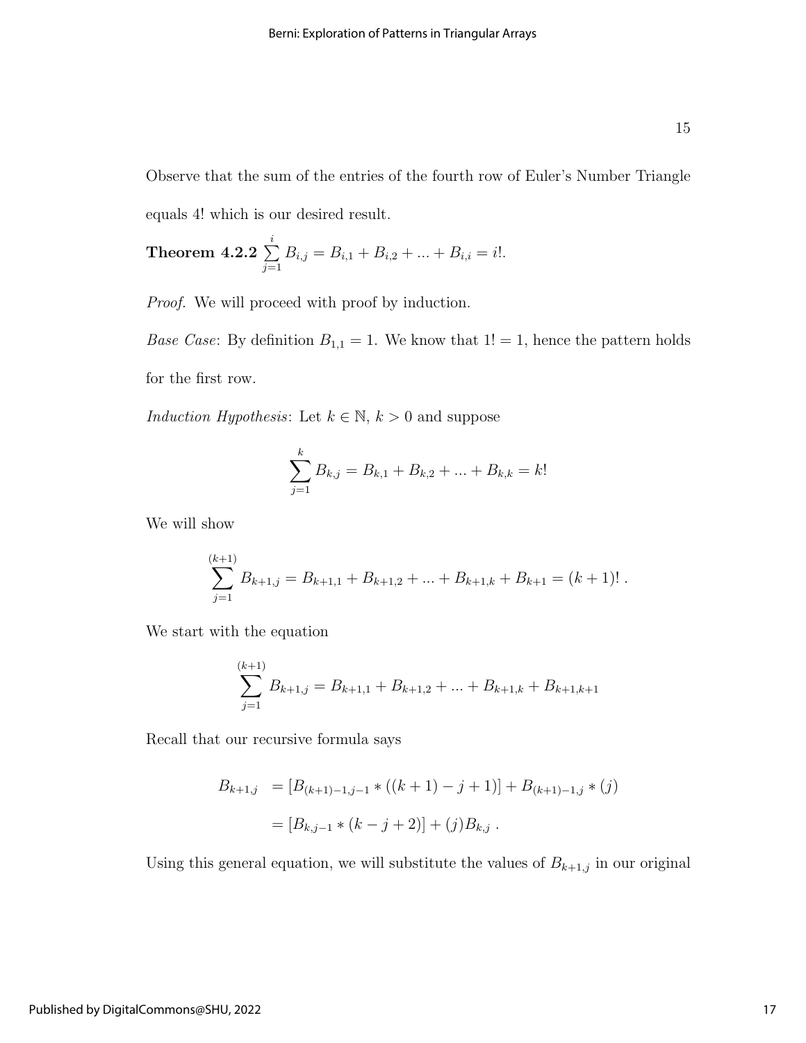Observe that the sum of the entries of the fourth row of Euler's Number Triangle equals 4! which is our desired result.

**Theorem 4.2.2** $\sum_{j=1}^{i} B_{i,j} = B_{i,1} + B_{i,2} + ... + B_{i,i} = i!$.

*Proof.* We will proceed with proof by induction.

*Base Case*: By definition $B_{1,1} = 1$. We know that $1! = 1$, hence the pattern holds for the first row.

*Induction Hypothesis*: Let $k \in \mathbb{N}$, $k > 0$ and suppose

$$\sum_{j=1}^{k} B_{k,j} = B_{k,1} + B_{k,2} + ... + B_{k,k} = k!$$

We will show

$$\sum_{j=1}^{(k+1)} B_{k+1,j} = B_{k+1,1} + B_{k+1,2} + ... + B_{k+1,k} + B_{k+1} = (k+1)!\ .$$

We start with the equation

$$\sum_{j=1}^{(k+1)} B_{k+1,j} = B_{k+1,1} + B_{k+1,2} + ... + B_{k+1,k} + B_{k+1,k+1}$$

Recall that our recursive formula says

$$\begin{aligned} B_{k+1,j} &= [B_{(k+1)-1,j-1} * ((k+1) - j + 1)] + B_{(k+1)-1,j} * (j) \\ &= [B_{k,j-1} * (k - j + 2)] + (j)B_{k,j}\ . \end{aligned}$$

Using this general equation, we will substitute the values of $B_{k+1,j}$ in our original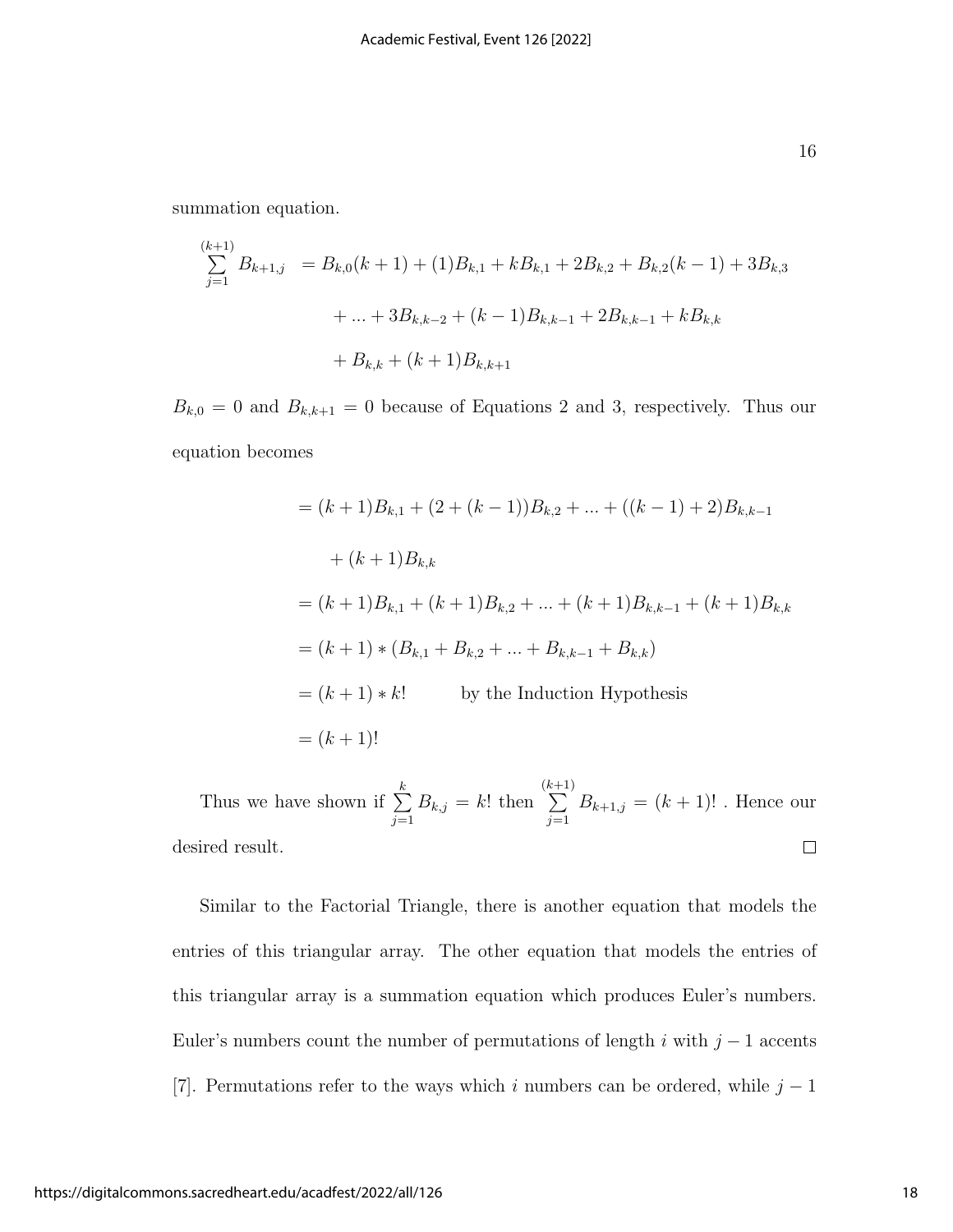summation equation.

$$
\begin{aligned}
\sum_{j=1}^{(k+1)} B_{k+1,j} &= B_{k,0}(k+1) + (1)B_{k,1} + kB_{k,1} + 2B_{k,2} + B_{k,2}(k-1) + 3B_{k,3} \\
&\quad + ... + 3B_{k,k-2} + (k-1)B_{k,k-1} + 2B_{k,k-1} + kB_{k,k} \\
&\quad + B_{k,k} + (k+1)B_{k,k+1}
\end{aligned}
$$

$B_{k,0} = 0$ and $B_{k,k+1} = 0$ because of Equations 2 and 3, respectively. Thus our equation becomes

$$
\begin{aligned}
&= (k+1)B_{k,1} + (2 + (k-1))B_{k,2} + ... + ((k-1)+2)B_{k,k-1} \\
&\quad + (k+1)B_{k,k} \\
&= (k+1)B_{k,1} + (k+1)B_{k,2} + ... + (k+1)B_{k,k-1} + (k+1)B_{k,k} \\
&= (k+1) * (B_{k,1} + B_{k,2} + ... + B_{k,k-1} + B_{k,k}) \\
&= (k+1) * k! \qquad \text{by the Induction Hypothesis} \\
&= (k+1)!
\end{aligned}
$$

Thus we have shown if $\sum_{j=1}^{k} B_{k,j} = k!$ then $\sum_{j=1}^{(k+1)} B_{k+1,j} = (k+1)!$ . Hence our desired result. □

Similar to the Factorial Triangle, there is another equation that models the entries of this triangular array. The other equation that models the entries of this triangular array is a summation equation which produces Euler's numbers. Euler's numbers count the number of permutations of length $i$ with $j-1$ accents [7]. Permutations refer to the ways which $i$ numbers can be ordered, while $j-1$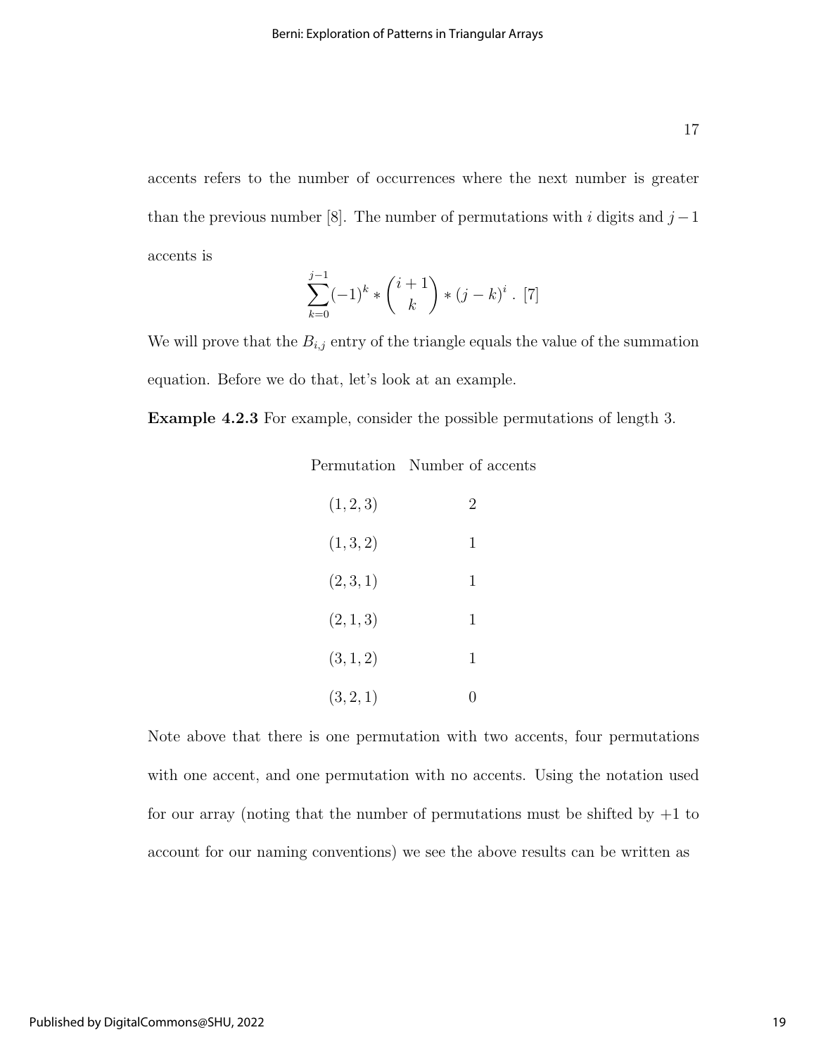accents refers to the number of occurrences where the next number is greater than the previous number [8]. The number of permutations with $i$ digits and $j-1$ accents is

$$\sum_{k=0}^{j-1}(-1)^k * \binom{i+1}{k} * (j-k)^i \text{ . [7]}$$

We will prove that the $B_{i,j}$ entry of the triangle equals the value of the summation equation. Before we do that, let's look at an example.

**Example 4.2.3** For example, consider the possible permutations of length 3.

| Permutation | Number of accents |
|---|---|
| $(1, 2, 3)$ | 2 |
| $(1, 3, 2)$ | 1 |
| $(2, 3, 1)$ | 1 |
| $(2, 1, 3)$ | 1 |
| $(3, 1, 2)$ | 1 |
| $(3, 2, 1)$ | 0 |

Note above that there is one permutation with two accents, four permutations with one accent, and one permutation with no accents. Using the notation used for our array (noting that the number of permutations must be shifted by $+1$ to account for our naming conventions) we see the above results can be written as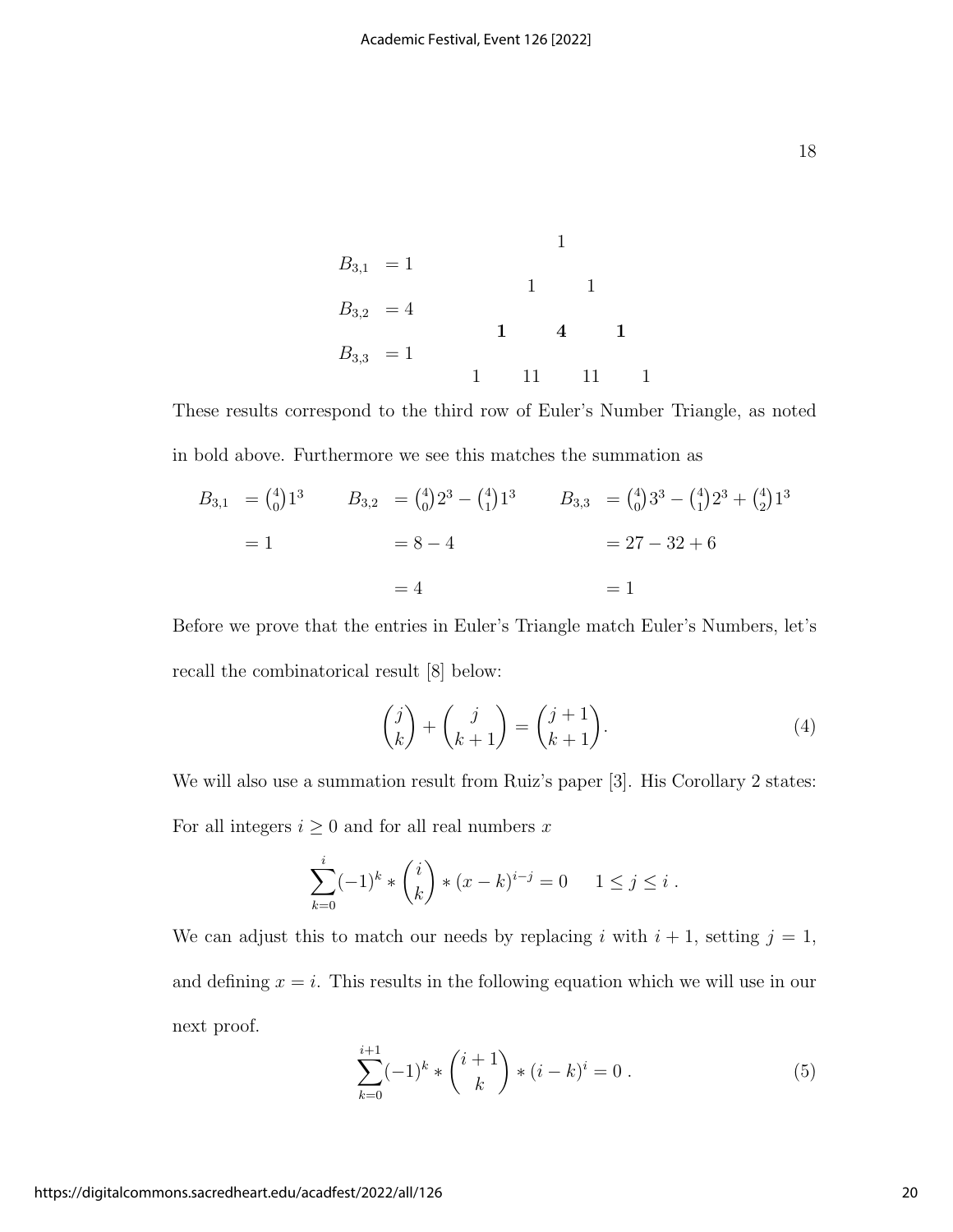$$
\begin{array}{ll}
B_{3,1} & = 1 \\
B_{3,2} & = 4 \\
B_{3,3} & = 1
\end{array}
\qquad
\begin{array}{ccccccc}
 & & & 1 & & & \\
 & & 1 & & 1 & & \\
 & \mathbf{1} & & \mathbf{4} & & \mathbf{1} & \\
1 & & 11 & & 11 & & 1
\end{array}
$$

These results correspond to the third row of Euler's Number Triangle, as noted in bold above. Furthermore we see this matches the summation as

$$
\begin{aligned}
B_{3,1} &= \tbinom{4}{0}1^3 & \qquad B_{3,2} &= \tbinom{4}{0}2^3 - \tbinom{4}{1}1^3 & \qquad B_{3,3} &= \tbinom{4}{0}3^3 - \tbinom{4}{1}2^3 + \tbinom{4}{2}1^3 \\
&= 1 & &= 8 - 4 & &= 27 - 32 + 6 \\
& & &= 4 & &= 1
\end{aligned}
$$

Before we prove that the entries in Euler's Triangle match Euler's Numbers, let's recall the combinatorical result [8] below:

$$
\binom{j}{k} + \binom{j}{k+1} = \binom{j+1}{k+1}. \tag{4}
$$

We will also use a summation result from Ruiz's paper [3]. His Corollary 2 states: For all integers $i \geq 0$ and for all real numbers $x$

$$
\sum_{k=0}^{i} (-1)^k * \binom{i}{k} * (x-k)^{i-j} = 0 \qquad 1 \leq j \leq i \; .
$$

We can adjust this to match our needs by replacing $i$ with $i+1$, setting $j = 1$, and defining $x = i$. This results in the following equation which we will use in our next proof.

$$
\sum_{k=0}^{i+1} (-1)^k * \binom{i+1}{k} * (i-k)^i = 0 \; . \tag{5}
$$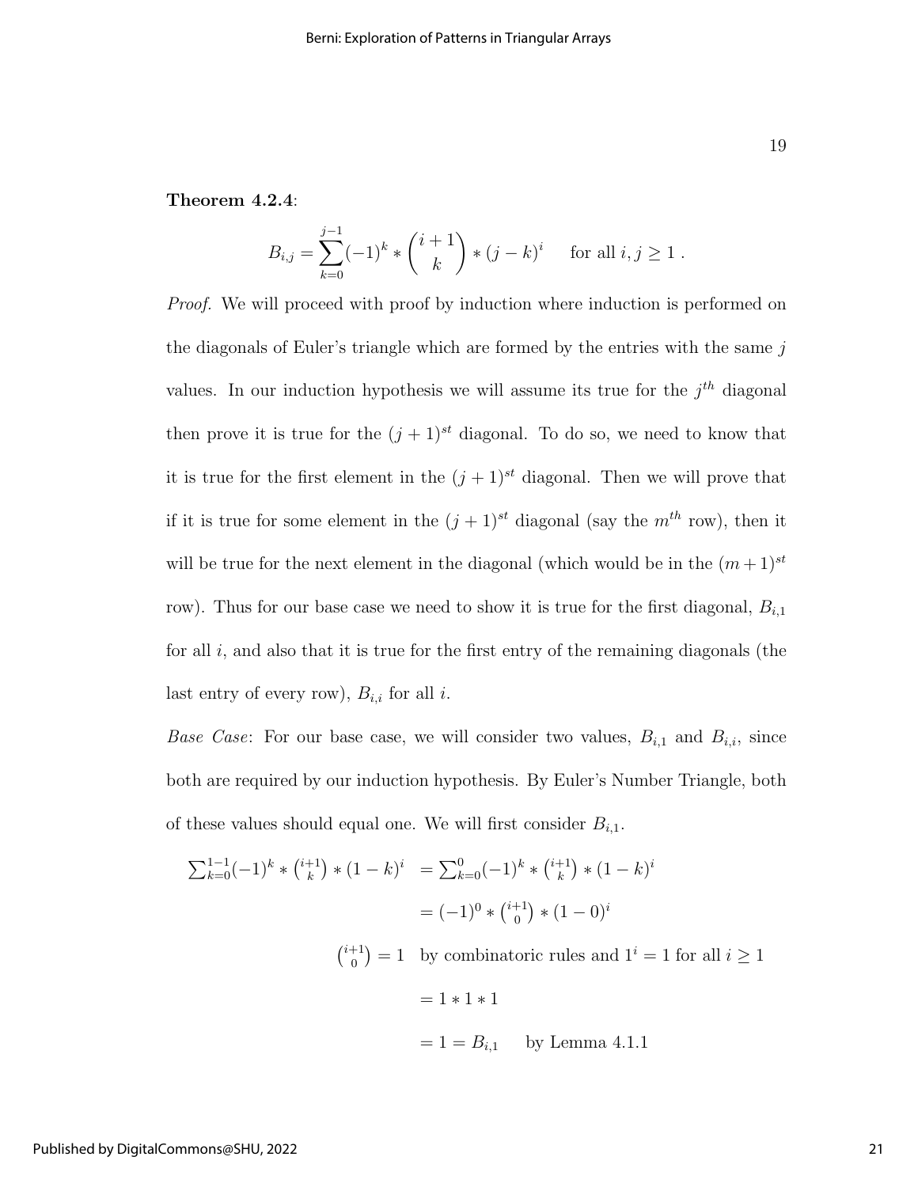**Theorem 4.2.4**:

$$B_{i,j} = \sum_{k=0}^{j-1} (-1)^k * \binom{i+1}{k} * (j-k)^i \quad \text{for all } i, j \geq 1 \ .$$

*Proof.* We will proceed with proof by induction where induction is performed on the diagonals of Euler's triangle which are formed by the entries with the same $j$ values. In our induction hypothesis we will assume its true for the $j^{th}$ diagonal then prove it is true for the $(j+1)^{st}$ diagonal. To do so, we need to know that it is true for the first element in the $(j+1)^{st}$ diagonal. Then we will prove that if it is true for some element in the $(j+1)^{st}$ diagonal (say the $m^{th}$ row), then it will be true for the next element in the diagonal (which would be in the $(m+1)^{st}$ row). Thus for our base case we need to show it is true for the first diagonal, $B_{i,1}$ for all $i$, and also that it is true for the first entry of the remaining diagonals (the last entry of every row), $B_{i,i}$ for all $i$.

*Base Case*: For our base case, we will consider two values, $B_{i,1}$ and $B_{i,i}$, since both are required by our induction hypothesis. By Euler's Number Triangle, both of these values should equal one. We will first consider $B_{i,1}$.

$$\begin{aligned}
\sum_{k=0}^{1-1} (-1)^k * \tbinom{i+1}{k} * (1-k)^i &= \sum_{k=0}^{0} (-1)^k * \tbinom{i+1}{k} * (1-k)^i \\
&= (-1)^0 * \tbinom{i+1}{0} * (1-0)^i \\
\tbinom{i+1}{0} = 1 \quad &\text{by combinatoric rules and } 1^i = 1 \text{ for all } i \geq 1 \\
&= 1 * 1 * 1 \\
&= 1 = B_{i,1} \quad \text{by Lemma 4.1.1}
\end{aligned}$$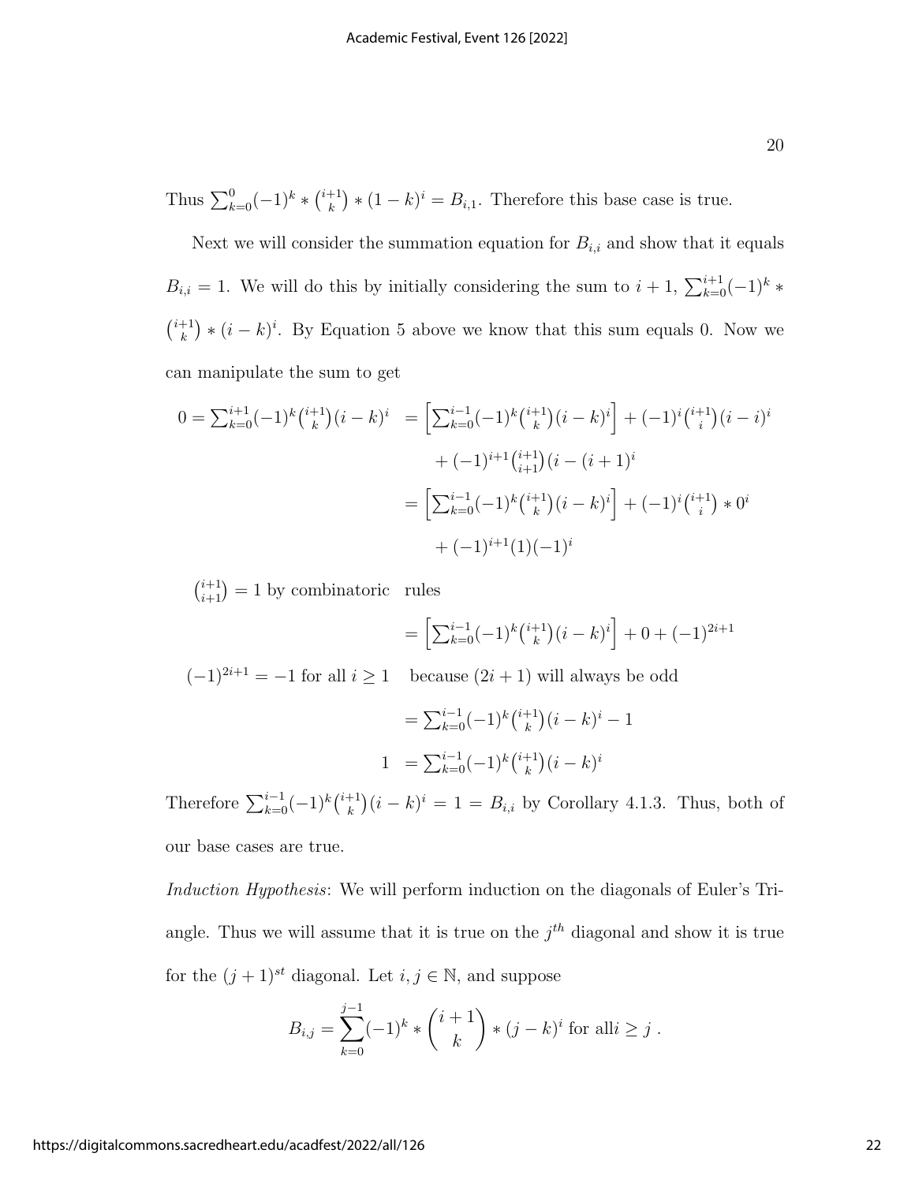Thus $\sum_{k=0}^{0}(-1)^k * \binom{i+1}{k} * (1-k)^i = B_{i,1}$. Therefore this base case is true.

Next we will consider the summation equation for $B_{i,i}$ and show that it equals $B_{i,i} = 1$. We will do this by initially considering the sum to $i+1$, $\sum_{k=0}^{i+1}(-1)^k * \binom{i+1}{k} * (i-k)^i$. By Equation 5 above we know that this sum equals 0. Now we can manipulate the sum to get

$$
\begin{aligned}
0 = \sum_{k=0}^{i+1}(-1)^k\binom{i+1}{k}(i-k)^i &= \left[\sum_{k=0}^{i-1}(-1)^k\binom{i+1}{k}(i-k)^i\right] + (-1)^i\binom{i+1}{i}(i-i)^i \\
&\quad + (-1)^{i+1}\binom{i+1}{i+1}(i-(i+1)^i \\
&= \left[\sum_{k=0}^{i-1}(-1)^k\binom{i+1}{k}(i-k)^i\right] + (-1)^i\binom{i+1}{i} * 0^i \\
&\quad + (-1)^{i+1}(1)(-1)^i
\end{aligned}
$$

$\binom{i+1}{i+1} = 1$ by combinatoric rules

$$
= \left[\sum_{k=0}^{i-1}(-1)^k\binom{i+1}{k}(i-k)^i\right] + 0 + (-1)^{2i+1}
$$

$(-1)^{2i+1} = -1$ for all $i \geq 1$ because $(2i+1)$ will always be odd

$$
= \sum_{k=0}^{i-1}(-1)^k\binom{i+1}{k}(i-k)^i - 1
$$

$$
1 = \sum_{k=0}^{i-1}(-1)^k\binom{i+1}{k}(i-k)^i
$$

Therefore $\sum_{k=0}^{i-1}(-1)^k\binom{i+1}{k}(i-k)^i = 1 = B_{i,i}$ by Corollary 4.1.3. Thus, both of our base cases are true.

*Induction Hypothesis*: We will perform induction on the diagonals of Euler's Triangle. Thus we will assume that it is true on the $j^{th}$ diagonal and show it is true for the $(j+1)^{st}$ diagonal. Let $i, j \in \mathbb{N}$, and suppose

$$
B_{i,j} = \sum_{k=0}^{j-1}(-1)^k * \binom{i+1}{k} * (j-k)^i \text{ for all} i \geq j \ .
$$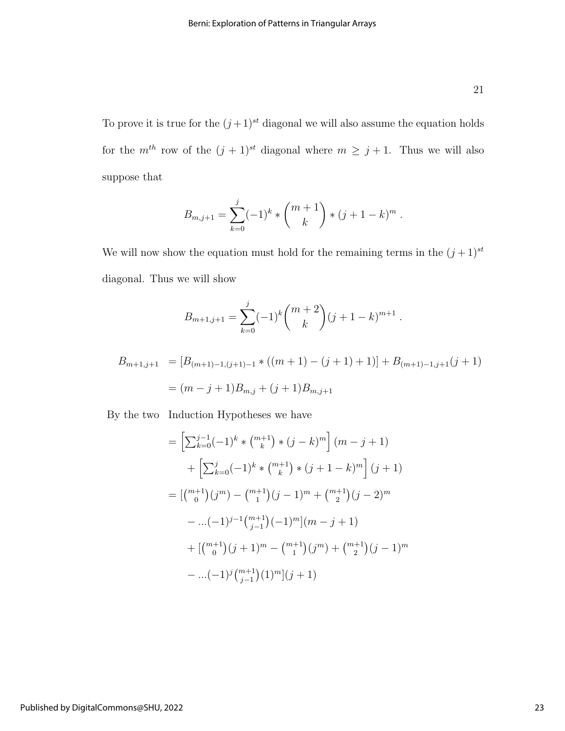To prove it is true for the $(j+1)^{st}$ diagonal we will also assume the equation holds for the $m^{th}$ row of the $(j+1)^{st}$ diagonal where $m \geq j+1$. Thus we will also suppose that

$$B_{m,j+1} = \sum_{k=0}^{j} (-1)^k * \binom{m+1}{k} * (j+1-k)^m \; .$$

We will now show the equation must hold for the remaining terms in the $(j+1)^{st}$ diagonal. Thus we will show

$$B_{m+1,j+1} = \sum_{k=0}^{j} (-1)^k \binom{m+2}{k} (j+1-k)^{m+1} \; .$$

$$\begin{aligned}
B_{m+1,j+1} &= [B_{(m+1)-1,(j+1)-1} * ((m+1)-(j+1)+1)] + B_{(m+1)-1,j+1}(j+1) \\
&= (m-j+1)B_{m,j} + (j+1)B_{m,j+1}
\end{aligned}$$

By the two Induction Hypotheses we have

$$\begin{aligned}
&= \left[\sum_{k=0}^{j-1}(-1)^k * \binom{m+1}{k} * (j-k)^m\right](m-j+1) \\
&\quad + \left[\sum_{k=0}^{j}(-1)^k * \binom{m+1}{k} * (j+1-k)^m\right](j+1) \\
&= [\tbinom{m+1}{0}(j^m) - \tbinom{m+1}{1}(j-1)^m + \tbinom{m+1}{2}(j-2)^m \\
&\quad - ...(-1)^{j-1}\tbinom{m+1}{j-1}(-1)^m](m-j+1) \\
&\quad + [\tbinom{m+1}{0}(j+1)^m - \tbinom{m+1}{1}(j^m) + \tbinom{m+1}{2}(j-1)^m \\
&\quad - ...(-1)^j\tbinom{m+1}{j-1}(1)^m](j+1)
\end{aligned}$$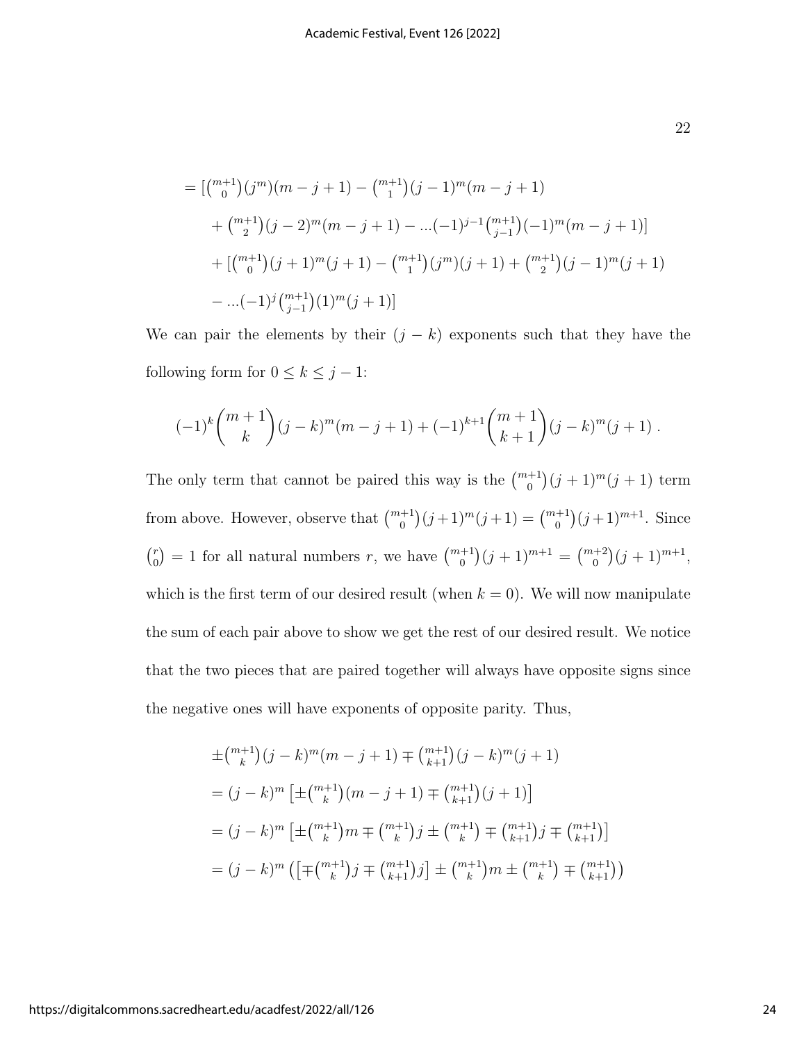$$
\begin{aligned}
&= [\tbinom{m+1}{0}(j^m)(m-j+1) - \tbinom{m+1}{1}(j-1)^m(m-j+1) \\
&\quad + \tbinom{m+1}{2}(j-2)^m(m-j+1) - ...(-1)^{j-1}\tbinom{m+1}{j-1}(-1)^m(m-j+1)] \\
&\quad + [\tbinom{m+1}{0}(j+1)^m(j+1) - \tbinom{m+1}{1}(j^m)(j+1) + \tbinom{m+1}{2}(j-1)^m(j+1) \\
&\quad - ...(-1)^j\tbinom{m+1}{j-1}(1)^m(j+1)]
\end{aligned}
$$

We can pair the elements by their $(j-k)$ exponents such that they have the following form for $0 \leq k \leq j-1$:

$$
(-1)^k\binom{m+1}{k}(j-k)^m(m-j+1) + (-1)^{k+1}\binom{m+1}{k+1}(j-k)^m(j+1)\ .
$$

The only term that cannot be paired this way is the $\binom{m+1}{0}(j+1)^m(j+1)$ term from above. However, observe that $\binom{m+1}{0}(j+1)^m(j+1) = \binom{m+1}{0}(j+1)^{m+1}$. Since $\binom{r}{0} = 1$ for all natural numbers $r$, we have $\binom{m+1}{0}(j+1)^{m+1} = \binom{m+2}{0}(j+1)^{m+1}$, which is the first term of our desired result (when $k = 0$). We will now manipulate the sum of each pair above to show we get the rest of our desired result. We notice that the two pieces that are paired together will always have opposite signs since the negative ones will have exponents of opposite parity. Thus,

$$
\begin{aligned}
&\pm\tbinom{m+1}{k}(j-k)^m(m-j+1) \mp \tbinom{m+1}{k+1}(j-k)^m(j+1) \\
&= (j-k)^m\left[\pm\tbinom{m+1}{k}(m-j+1) \mp \tbinom{m+1}{k+1}(j+1)\right] \\
&= (j-k)^m\left[\pm\tbinom{m+1}{k}m \mp \tbinom{m+1}{k}j \pm \tbinom{m+1}{k} \mp \tbinom{m+1}{k+1}j \mp \tbinom{m+1}{k+1}\right] \\
&= (j-k)^m\left(\left[\mp\tbinom{m+1}{k}j \mp \tbinom{m+1}{k+1}j\right] \pm \tbinom{m+1}{k}m \pm \tbinom{m+1}{k} \mp \tbinom{m+1}{k+1}\right)
\end{aligned}
$$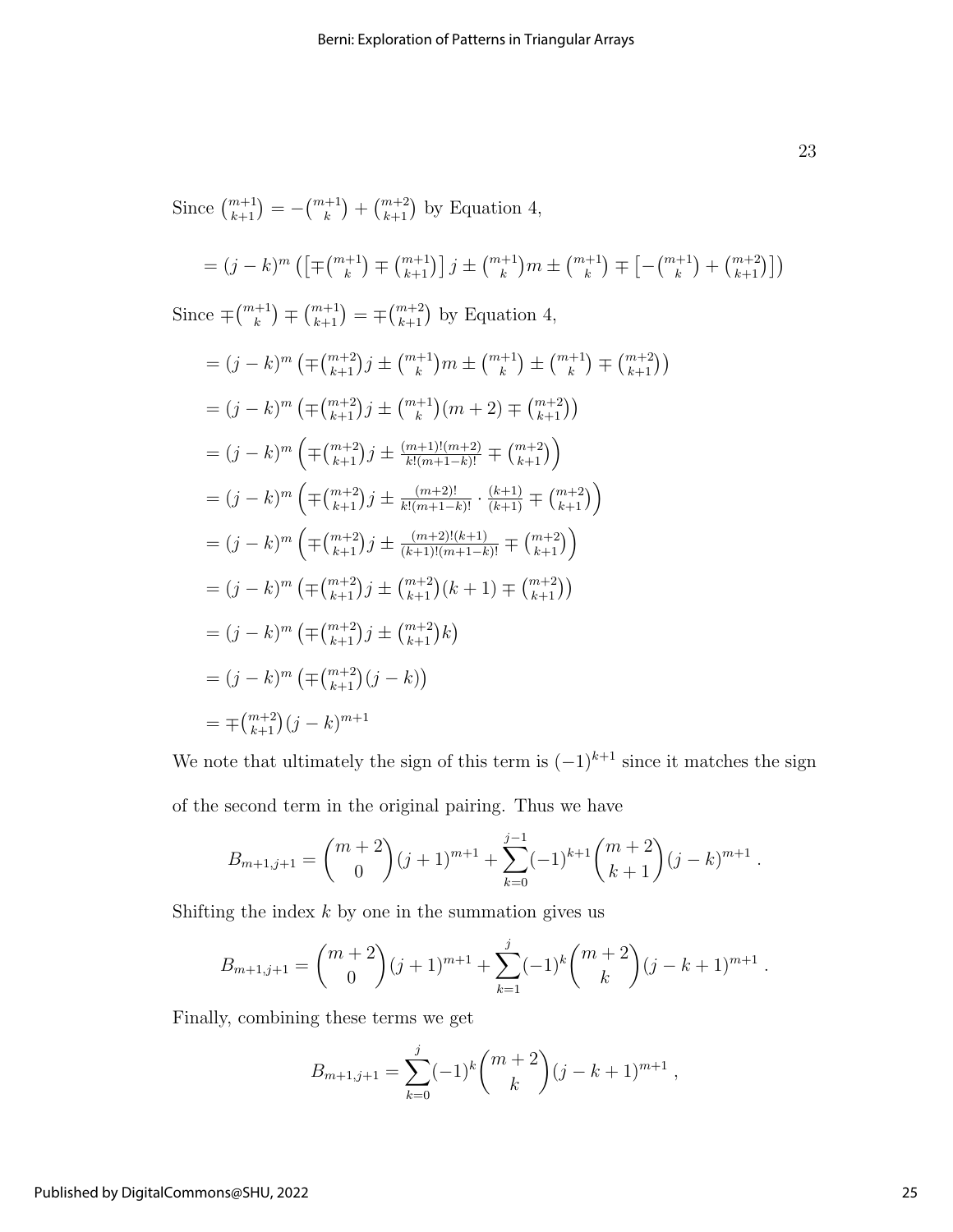Since $\binom{m+1}{k+1} = -\binom{m+1}{k} + \binom{m+2}{k+1}$ by Equation 4,

$$= (j-k)^m \left( \left[ \mp\binom{m+1}{k} \mp \binom{m+1}{k+1} \right] j \pm \binom{m+1}{k} m \pm \binom{m+1}{k} \mp \left[ -\binom{m+1}{k} + \binom{m+2}{k+1} \right] \right)$$

Since $\mp\binom{m+1}{k} \mp \binom{m+1}{k+1} = \mp\binom{m+2}{k+1}$ by Equation 4,

$$= (j-k)^m \left( \mp\binom{m+2}{k+1} j \pm \binom{m+1}{k} m \pm \binom{m+1}{k} \pm \binom{m+1}{k} \mp \binom{m+2}{k+1} \right)$$

$$= (j-k)^m \left( \mp\binom{m+2}{k+1} j \pm \binom{m+1}{k}(m+2) \mp \binom{m+2}{k+1} \right)$$

$$= (j-k)^m \left( \mp\binom{m+2}{k+1} j \pm \frac{(m+1)!(m+2)}{k!(m+1-k)!} \mp \binom{m+2}{k+1} \right)$$

$$= (j-k)^m \left( \mp\binom{m+2}{k+1} j \pm \frac{(m+2)!}{k!(m+1-k)!} \cdot \frac{(k+1)}{(k+1)} \mp \binom{m+2}{k+1} \right)$$

$$= (j-k)^m \left( \mp\binom{m+2}{k+1} j \pm \frac{(m+2)!(k+1)}{(k+1)!(m+1-k)!} \mp \binom{m+2}{k+1} \right)$$

$$= (j-k)^m \left( \mp\binom{m+2}{k+1} j \pm \binom{m+2}{k+1}(k+1) \mp \binom{m+2}{k+1} \right)$$

$$= (j-k)^m \left( \mp\binom{m+2}{k+1} j \pm \binom{m+2}{k+1} k \right)$$

$$= (j-k)^m \left( \mp\binom{m+2}{k+1}(j-k) \right)$$

$$= \mp\binom{m+2}{k+1}(j-k)^{m+1}$$

We note that ultimately the sign of this term is $(-1)^{k+1}$ since it matches the sign of the second term in the original pairing. Thus we have

$$B_{m+1,j+1} = \binom{m+2}{0}(j+1)^{m+1} + \sum_{k=0}^{j-1}(-1)^{k+1}\binom{m+2}{k+1}(j-k)^{m+1} .$$

Shifting the index $k$ by one in the summation gives us

$$B_{m+1,j+1} = \binom{m+2}{0}(j+1)^{m+1} + \sum_{k=1}^{j}(-1)^{k}\binom{m+2}{k}(j-k+1)^{m+1} .$$

Finally, combining these terms we get

$$B_{m+1,j+1} = \sum_{k=0}^{j}(-1)^{k}\binom{m+2}{k}(j-k+1)^{m+1} ,$$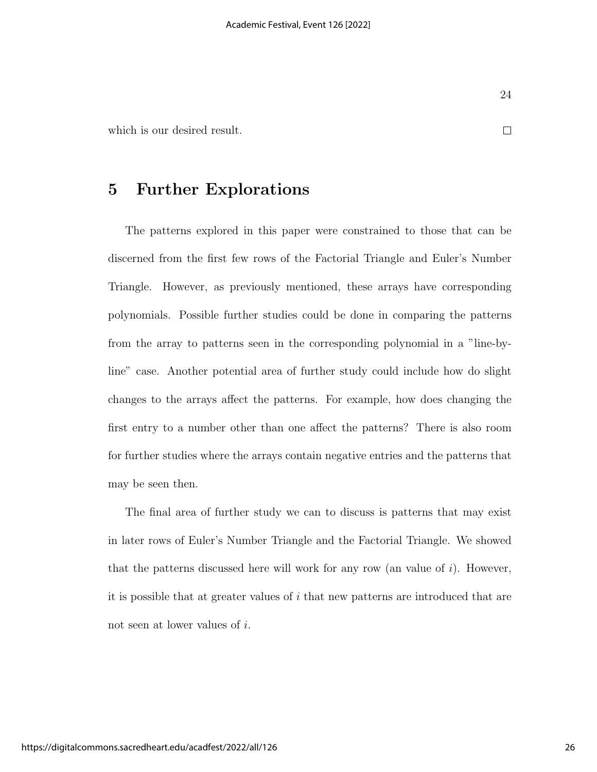which is our desired result. □

# 5 Further Explorations

The patterns explored in this paper were constrained to those that can be discerned from the first few rows of the Factorial Triangle and Euler's Number Triangle. However, as previously mentioned, these arrays have corresponding polynomials. Possible further studies could be done in comparing the patterns from the array to patterns seen in the corresponding polynomial in a "line-by-line" case. Another potential area of further study could include how do slight changes to the arrays affect the patterns. For example, how does changing the first entry to a number other than one affect the patterns? There is also room for further studies where the arrays contain negative entries and the patterns that may be seen then.

The final area of further study we can to discuss is patterns that may exist in later rows of Euler's Number Triangle and the Factorial Triangle. We showed that the patterns discussed here will work for any row (an value of $i$). However, it is possible that at greater values of $i$ that new patterns are introduced that are not seen at lower values of $i$.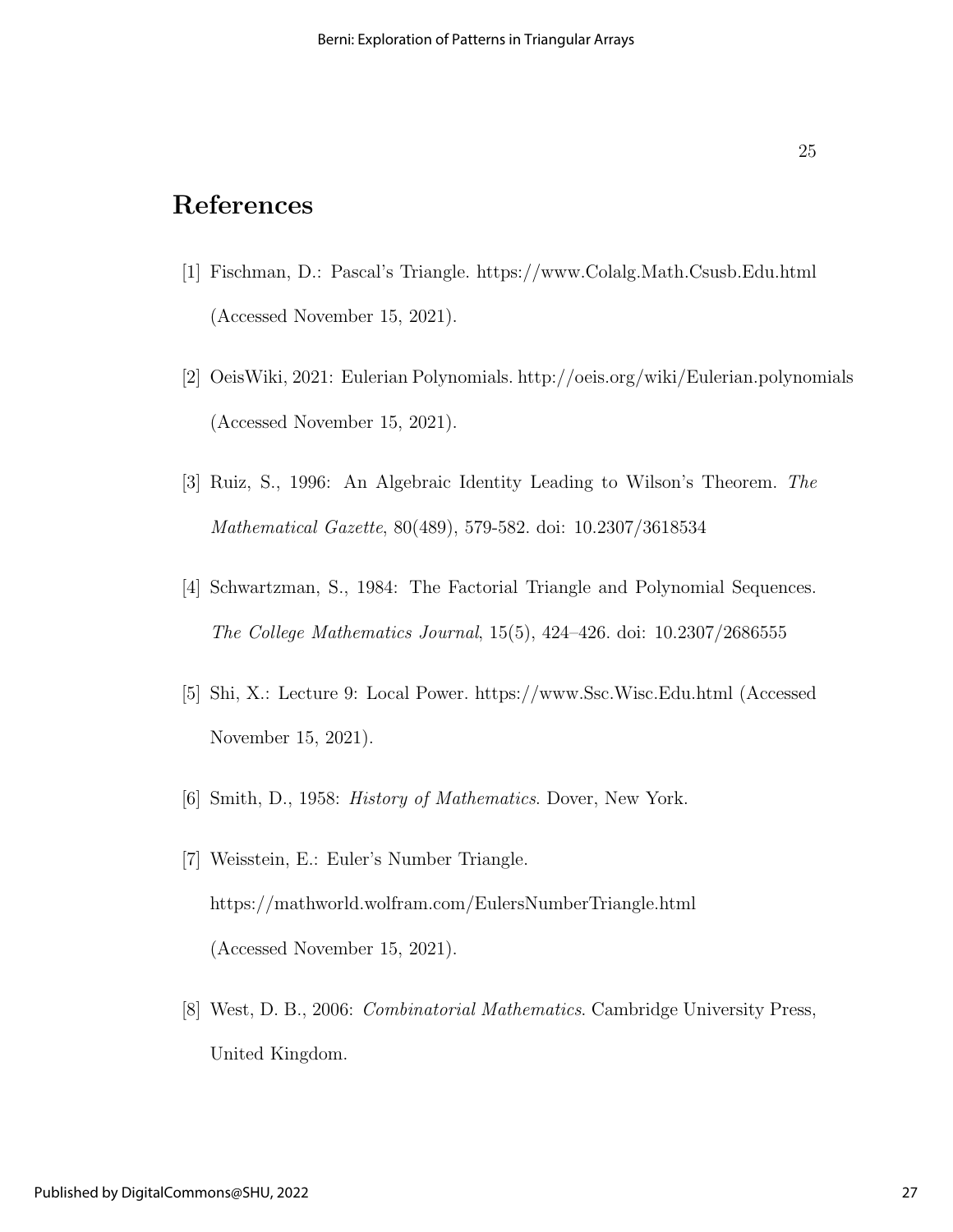# References

[1] Fischman, D.: Pascal's Triangle. https://www.Colalg.Math.Csusb.Edu.html (Accessed November 15, 2021).

[2] OeisWiki, 2021: Eulerian Polynomials. http://oeis.org/wiki/Eulerian.polynomials (Accessed November 15, 2021).

[3] Ruiz, S., 1996: An Algebraic Identity Leading to Wilson's Theorem. *The Mathematical Gazette*, 80(489), 579-582. doi: 10.2307/3618534

[4] Schwartzman, S., 1984: The Factorial Triangle and Polynomial Sequences. *The College Mathematics Journal*, 15(5), 424–426. doi: 10.2307/2686555

[5] Shi, X.: Lecture 9: Local Power. https://www.Ssc.Wisc.Edu.html (Accessed November 15, 2021).

[6] Smith, D., 1958: *History of Mathematics*. Dover, New York.

[7] Weisstein, E.: Euler's Number Triangle. https://mathworld.wolfram.com/EulersNumberTriangle.html (Accessed November 15, 2021).

[8] West, D. B., 2006: *Combinatorial Mathematics*. Cambridge University Press, United Kingdom.